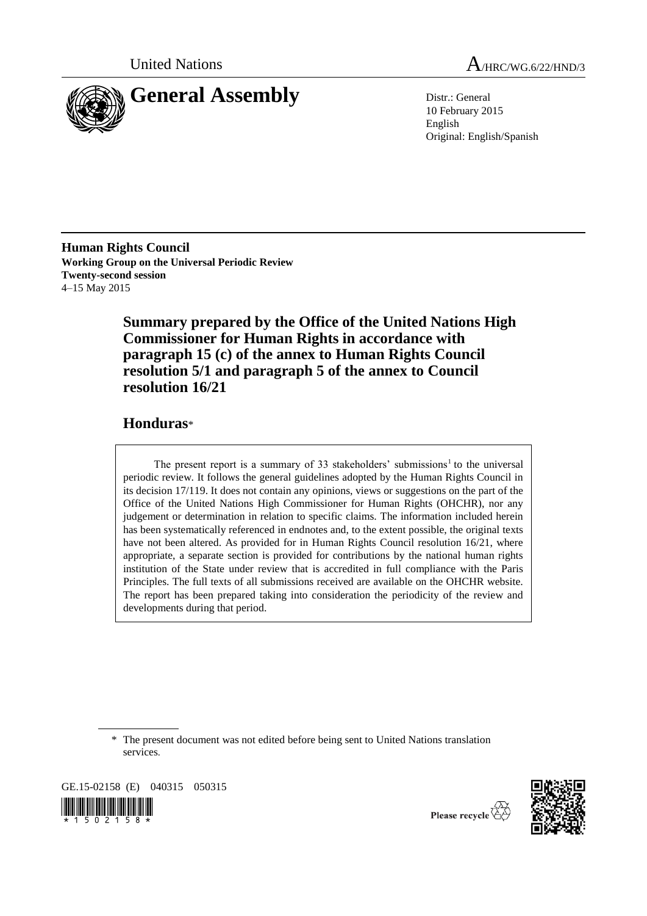United Nations

A/HRC/WG.6/22/HND/3

# General Assembly

Distr.: General
10 February 2015
English
Original: English/Spanish

**Human Rights Council**
**Working Group on the Universal Periodic Review**
**Twenty-second session**
4–15 May 2015

## Summary prepared by the Office of the United Nations High Commissioner for Human Rights in accordance with paragraph 15 (c) of the annex to Human Rights Council resolution 5/1 and paragraph 5 of the annex to Council resolution 16/21

## Honduras*

The present report is a summary of 33 stakeholders' submissions[1] to the universal periodic review. It follows the general guidelines adopted by the Human Rights Council in its decision 17/119. It does not contain any opinions, views or suggestions on the part of the Office of the United Nations High Commissioner for Human Rights (OHCHR), nor any judgement or determination in relation to specific claims. The information included herein has been systematically referenced in endnotes and, to the extent possible, the original texts have not been altered. As provided for in Human Rights Council resolution 16/21, where appropriate, a separate section is provided for contributions by the national human rights institution of the State under review that is accredited in full compliance with the Paris Principles. The full texts of all submissions received are available on the OHCHR website. The report has been prepared taking into consideration the periodicity of the review and developments during that period.

\* The present document was not edited before being sent to United Nations translation services.

GE.15-02158 (E) 040315 050315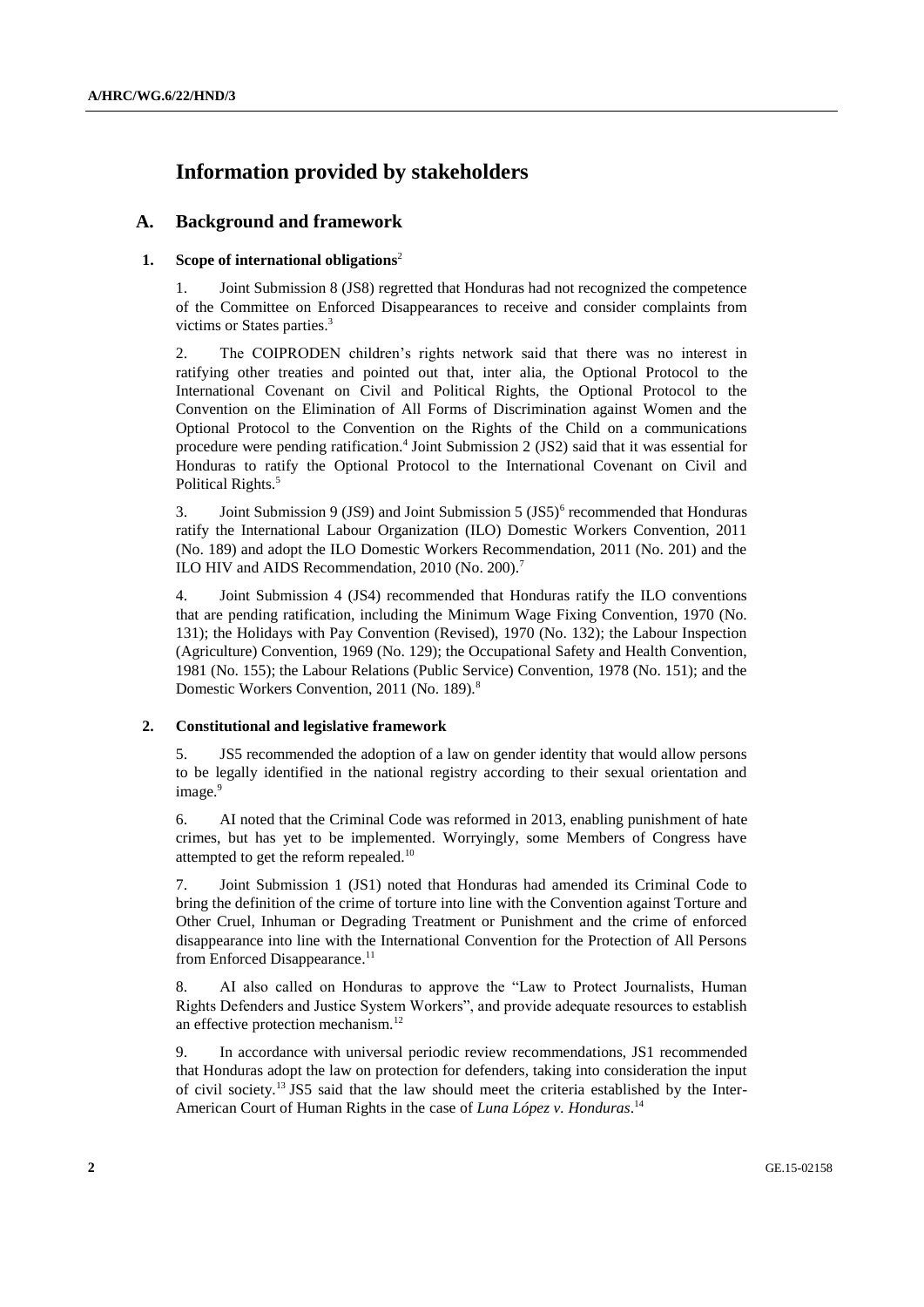# Information provided by stakeholders

## A. Background and framework

### 1. Scope of international obligations[2]

1. Joint Submission 8 (JS8) regretted that Honduras had not recognized the competence of the Committee on Enforced Disappearances to receive and consider complaints from victims or States parties.[3]

2. The COIPRODEN children's rights network said that there was no interest in ratifying other treaties and pointed out that, inter alia, the Optional Protocol to the International Covenant on Civil and Political Rights, the Optional Protocol to the Convention on the Elimination of All Forms of Discrimination against Women and the Optional Protocol to the Convention on the Rights of the Child on a communications procedure were pending ratification.[4] Joint Submission 2 (JS2) said that it was essential for Honduras to ratify the Optional Protocol to the International Covenant on Civil and Political Rights.[5]

3. Joint Submission 9 (JS9) and Joint Submission 5 (JS5)[6] recommended that Honduras ratify the International Labour Organization (ILO) Domestic Workers Convention, 2011 (No. 189) and adopt the ILO Domestic Workers Recommendation, 2011 (No. 201) and the ILO HIV and AIDS Recommendation, 2010 (No. 200).[7]

4. Joint Submission 4 (JS4) recommended that Honduras ratify the ILO conventions that are pending ratification, including the Minimum Wage Fixing Convention, 1970 (No. 131); the Holidays with Pay Convention (Revised), 1970 (No. 132); the Labour Inspection (Agriculture) Convention, 1969 (No. 129); the Occupational Safety and Health Convention, 1981 (No. 155); the Labour Relations (Public Service) Convention, 1978 (No. 151); and the Domestic Workers Convention, 2011 (No. 189).[8]

### 2. Constitutional and legislative framework

5. JS5 recommended the adoption of a law on gender identity that would allow persons to be legally identified in the national registry according to their sexual orientation and image.[9]

6. AI noted that the Criminal Code was reformed in 2013, enabling punishment of hate crimes, but has yet to be implemented. Worryingly, some Members of Congress have attempted to get the reform repealed.[10]

7. Joint Submission 1 (JS1) noted that Honduras had amended its Criminal Code to bring the definition of the crime of torture into line with the Convention against Torture and Other Cruel, Inhuman or Degrading Treatment or Punishment and the crime of enforced disappearance into line with the International Convention for the Protection of All Persons from Enforced Disappearance.[11]

8. AI also called on Honduras to approve the "Law to Protect Journalists, Human Rights Defenders and Justice System Workers", and provide adequate resources to establish an effective protection mechanism.[12]

9. In accordance with universal periodic review recommendations, JS1 recommended that Honduras adopt the law on protection for defenders, taking into consideration the input of civil society.[13] JS5 said that the law should meet the criteria established by the Inter-American Court of Human Rights in the case of *Luna López v. Honduras*.[14]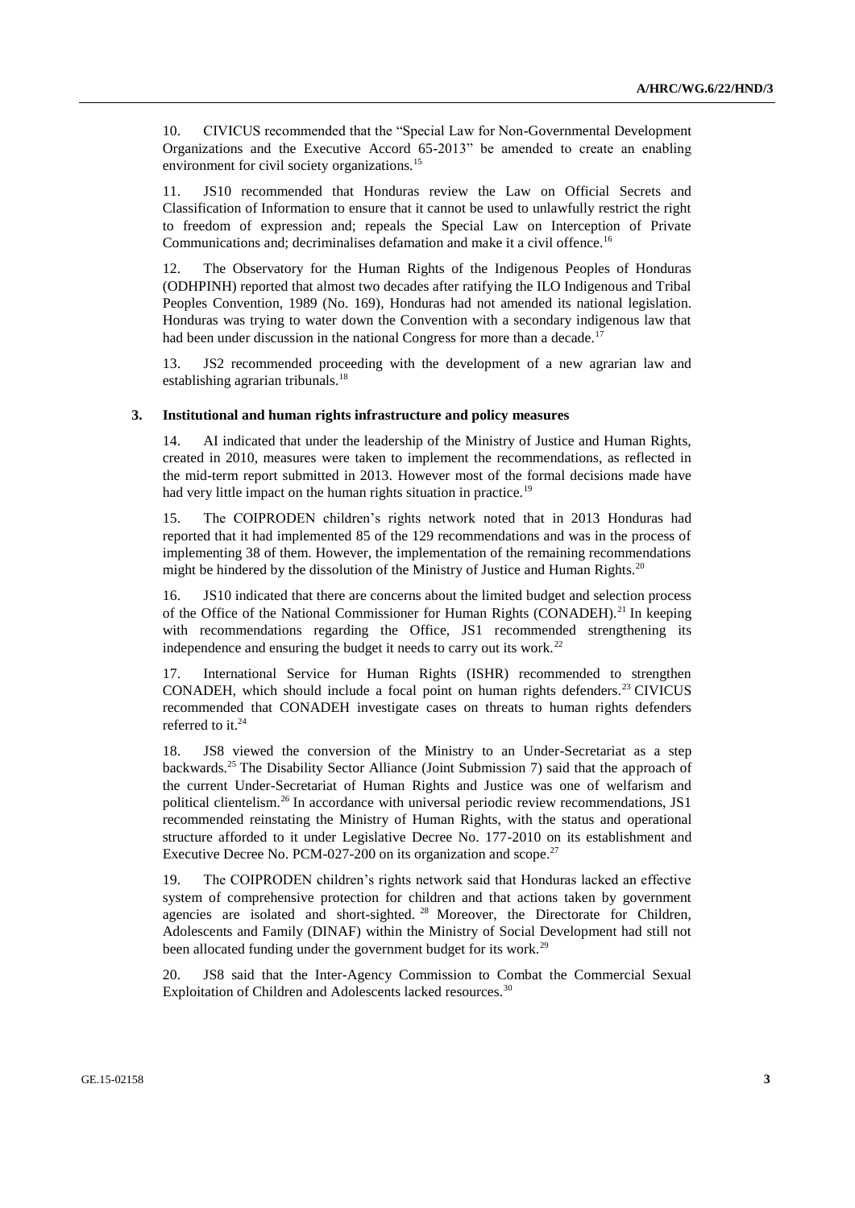10. CIVICUS recommended that the "Special Law for Non-Governmental Development Organizations and the Executive Accord 65-2013" be amended to create an enabling environment for civil society organizations.[15]

11. JS10 recommended that Honduras review the Law on Official Secrets and Classification of Information to ensure that it cannot be used to unlawfully restrict the right to freedom of expression and; repeals the Special Law on Interception of Private Communications and; decriminalises defamation and make it a civil offence.[16]

12. The Observatory for the Human Rights of the Indigenous Peoples of Honduras (ODHPINH) reported that almost two decades after ratifying the ILO Indigenous and Tribal Peoples Convention, 1989 (No. 169), Honduras had not amended its national legislation. Honduras was trying to water down the Convention with a secondary indigenous law that had been under discussion in the national Congress for more than a decade.[17]

13. JS2 recommended proceeding with the development of a new agrarian law and establishing agrarian tribunals.[18]

### 3. Institutional and human rights infrastructure and policy measures

14. AI indicated that under the leadership of the Ministry of Justice and Human Rights, created in 2010, measures were taken to implement the recommendations, as reflected in the mid-term report submitted in 2013. However most of the formal decisions made have had very little impact on the human rights situation in practice.[19]

15. The COIPRODEN children's rights network noted that in 2013 Honduras had reported that it had implemented 85 of the 129 recommendations and was in the process of implementing 38 of them. However, the implementation of the remaining recommendations might be hindered by the dissolution of the Ministry of Justice and Human Rights.[20]

16. JS10 indicated that there are concerns about the limited budget and selection process of the Office of the National Commissioner for Human Rights (CONADEH).[21] In keeping with recommendations regarding the Office, JS1 recommended strengthening its independence and ensuring the budget it needs to carry out its work.[22]

17. International Service for Human Rights (ISHR) recommended to strengthen CONADEH, which should include a focal point on human rights defenders.[23] CIVICUS recommended that CONADEH investigate cases on threats to human rights defenders referred to it.[24]

18. JS8 viewed the conversion of the Ministry to an Under-Secretariat as a step backwards.[25] The Disability Sector Alliance (Joint Submission 7) said that the approach of the current Under-Secretariat of Human Rights and Justice was one of welfarism and political clientelism.[26] In accordance with universal periodic review recommendations, JS1 recommended reinstating the Ministry of Human Rights, with the status and operational structure afforded to it under Legislative Decree No. 177-2010 on its establishment and Executive Decree No. PCM-027-200 on its organization and scope.[27]

19. The COIPRODEN children's rights network said that Honduras lacked an effective system of comprehensive protection for children and that actions taken by government agencies are isolated and short-sighted.[28] Moreover, the Directorate for Children, Adolescents and Family (DINAF) within the Ministry of Social Development had still not been allocated funding under the government budget for its work.[29]

20. JS8 said that the Inter-Agency Commission to Combat the Commercial Sexual Exploitation of Children and Adolescents lacked resources.[30]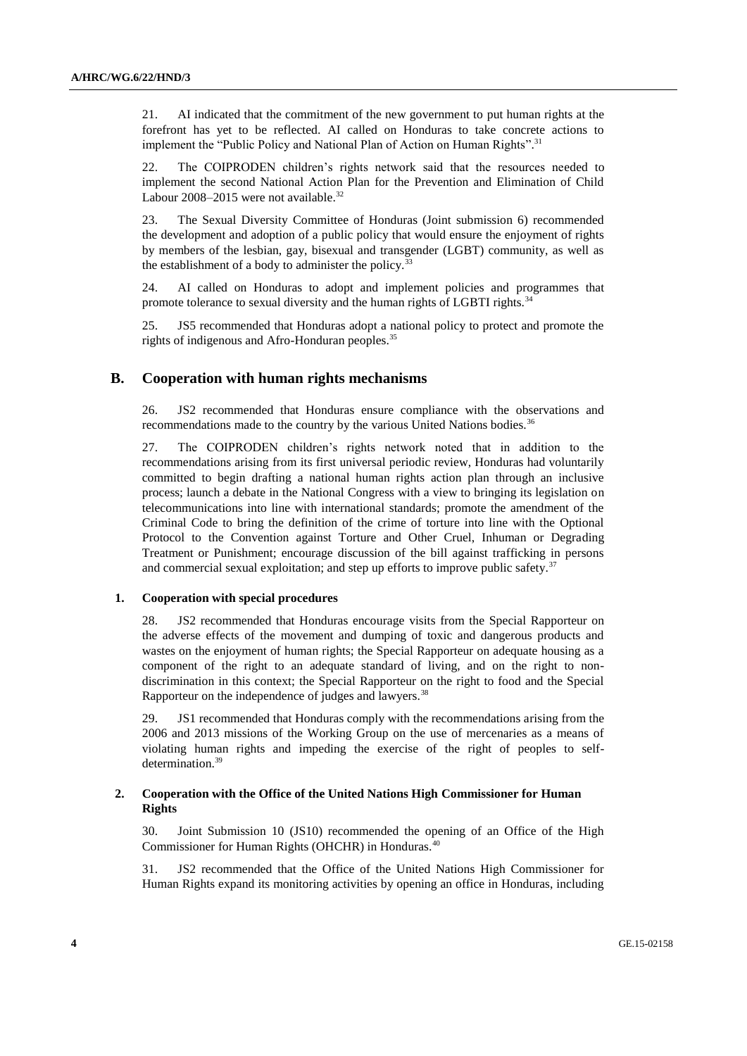21. AI indicated that the commitment of the new government to put human rights at the forefront has yet to be reflected. AI called on Honduras to take concrete actions to implement the "Public Policy and National Plan of Action on Human Rights".[31]

22. The COIPRODEN children's rights network said that the resources needed to implement the second National Action Plan for the Prevention and Elimination of Child Labour 2008–2015 were not available.[32]

23. The Sexual Diversity Committee of Honduras (Joint submission 6) recommended the development and adoption of a public policy that would ensure the enjoyment of rights by members of the lesbian, gay, bisexual and transgender (LGBT) community, as well as the establishment of a body to administer the policy.[33]

24. AI called on Honduras to adopt and implement policies and programmes that promote tolerance to sexual diversity and the human rights of LGBTI rights.[34]

25. JS5 recommended that Honduras adopt a national policy to protect and promote the rights of indigenous and Afro-Honduran peoples.[35]

## B. Cooperation with human rights mechanisms

26. JS2 recommended that Honduras ensure compliance with the observations and recommendations made to the country by the various United Nations bodies.[36]

27. The COIPRODEN children's rights network noted that in addition to the recommendations arising from its first universal periodic review, Honduras had voluntarily committed to begin drafting a national human rights action plan through an inclusive process; launch a debate in the National Congress with a view to bringing its legislation on telecommunications into line with international standards; promote the amendment of the Criminal Code to bring the definition of the crime of torture into line with the Optional Protocol to the Convention against Torture and Other Cruel, Inhuman or Degrading Treatment or Punishment; encourage discussion of the bill against trafficking in persons and commercial sexual exploitation; and step up efforts to improve public safety.[37]

### 1. Cooperation with special procedures

28. JS2 recommended that Honduras encourage visits from the Special Rapporteur on the adverse effects of the movement and dumping of toxic and dangerous products and wastes on the enjoyment of human rights; the Special Rapporteur on adequate housing as a component of the right to an adequate standard of living, and on the right to non-discrimination in this context; the Special Rapporteur on the right to food and the Special Rapporteur on the independence of judges and lawyers.[38]

29. JS1 recommended that Honduras comply with the recommendations arising from the 2006 and 2013 missions of the Working Group on the use of mercenaries as a means of violating human rights and impeding the exercise of the right of peoples to self-determination.[39]

### 2. Cooperation with the Office of the United Nations High Commissioner for Human Rights

30. Joint Submission 10 (JS10) recommended the opening of an Office of the High Commissioner for Human Rights (OHCHR) in Honduras.[40]

31. JS2 recommended that the Office of the United Nations High Commissioner for Human Rights expand its monitoring activities by opening an office in Honduras, including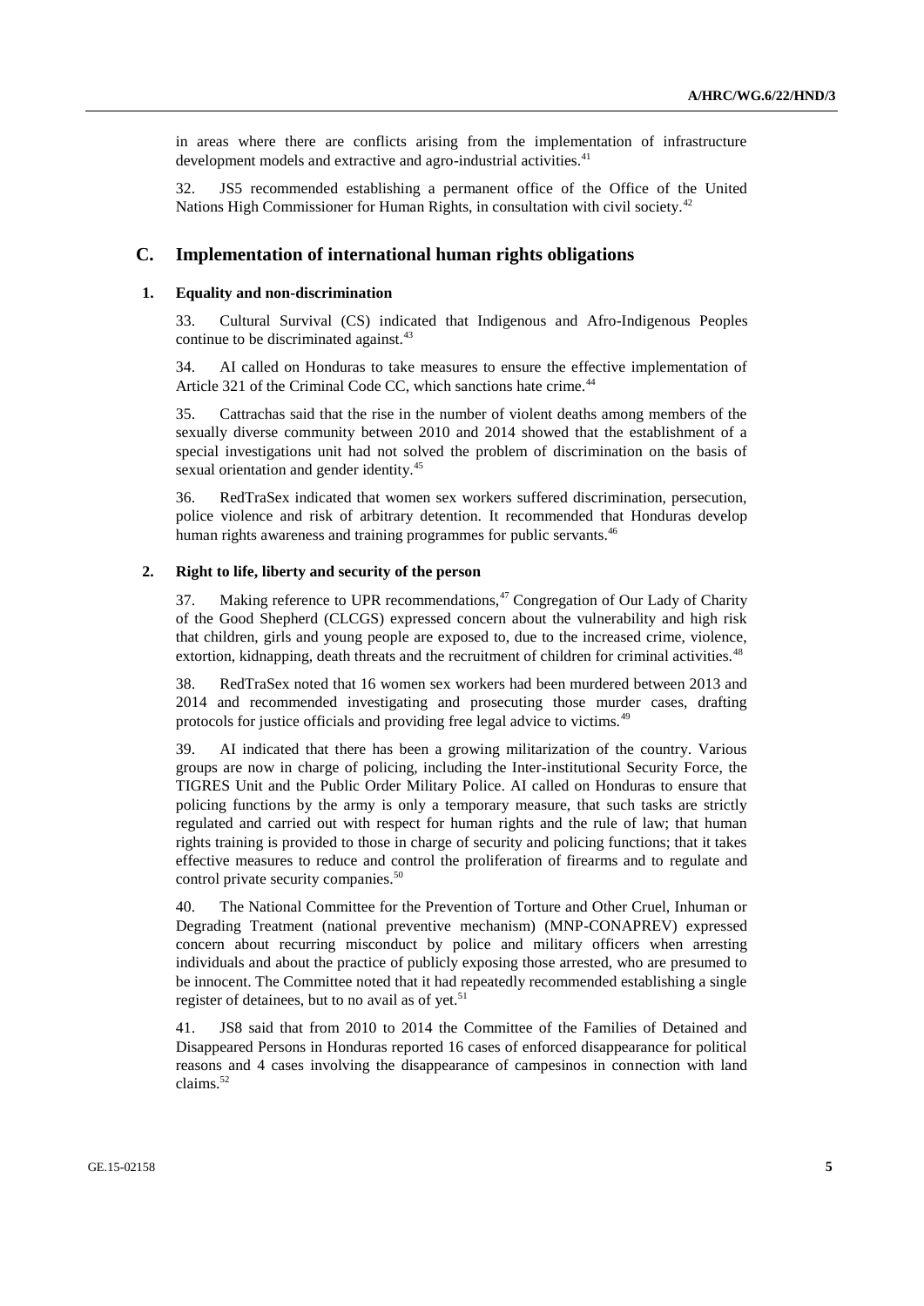in areas where there are conflicts arising from the implementation of infrastructure development models and extractive and agro-industrial activities.[41]

32. JS5 recommended establishing a permanent office of the Office of the United Nations High Commissioner for Human Rights, in consultation with civil society.[42]

## C. Implementation of international human rights obligations

### 1. Equality and non-discrimination

33. Cultural Survival (CS) indicated that Indigenous and Afro-Indigenous Peoples continue to be discriminated against.[43]

34. AI called on Honduras to take measures to ensure the effective implementation of Article 321 of the Criminal Code CC, which sanctions hate crime.[44]

35. Cattrachas said that the rise in the number of violent deaths among members of the sexually diverse community between 2010 and 2014 showed that the establishment of a special investigations unit had not solved the problem of discrimination on the basis of sexual orientation and gender identity.[45]

36. RedTraSex indicated that women sex workers suffered discrimination, persecution, police violence and risk of arbitrary detention. It recommended that Honduras develop human rights awareness and training programmes for public servants.[46]

### 2. Right to life, liberty and security of the person

37. Making reference to UPR recommendations,[47] Congregation of Our Lady of Charity of the Good Shepherd (CLCGS) expressed concern about the vulnerability and high risk that children, girls and young people are exposed to, due to the increased crime, violence, extortion, kidnapping, death threats and the recruitment of children for criminal activities.[48]

38. RedTraSex noted that 16 women sex workers had been murdered between 2013 and 2014 and recommended investigating and prosecuting those murder cases, drafting protocols for justice officials and providing free legal advice to victims.[49]

39. AI indicated that there has been a growing militarization of the country. Various groups are now in charge of policing, including the Inter-institutional Security Force, the TIGRES Unit and the Public Order Military Police. AI called on Honduras to ensure that policing functions by the army is only a temporary measure, that such tasks are strictly regulated and carried out with respect for human rights and the rule of law; that human rights training is provided to those in charge of security and policing functions; that it takes effective measures to reduce and control the proliferation of firearms and to regulate and control private security companies.[50]

40. The National Committee for the Prevention of Torture and Other Cruel, Inhuman or Degrading Treatment (national preventive mechanism) (MNP-CONAPREV) expressed concern about recurring misconduct by police and military officers when arresting individuals and about the practice of publicly exposing those arrested, who are presumed to be innocent. The Committee noted that it had repeatedly recommended establishing a single register of detainees, but to no avail as of yet.[51]

41. JS8 said that from 2010 to 2014 the Committee of the Families of Detained and Disappeared Persons in Honduras reported 16 cases of enforced disappearance for political reasons and 4 cases involving the disappearance of campesinos in connection with land claims.[52]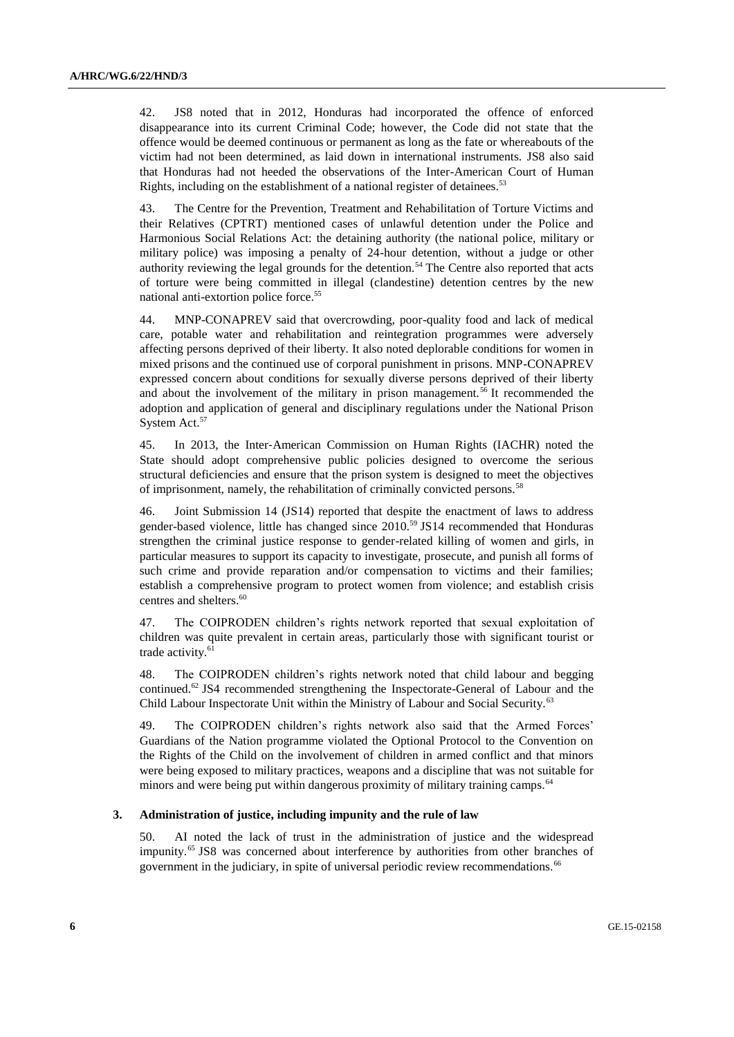42. JS8 noted that in 2012, Honduras had incorporated the offence of enforced disappearance into its current Criminal Code; however, the Code did not state that the offence would be deemed continuous or permanent as long as the fate or whereabouts of the victim had not been determined, as laid down in international instruments. JS8 also said that Honduras had not heeded the observations of the Inter-American Court of Human Rights, including on the establishment of a national register of detainees.[53]

43. The Centre for the Prevention, Treatment and Rehabilitation of Torture Victims and their Relatives (CPTRT) mentioned cases of unlawful detention under the Police and Harmonious Social Relations Act: the detaining authority (the national police, military or military police) was imposing a penalty of 24-hour detention, without a judge or other authority reviewing the legal grounds for the detention.[54] The Centre also reported that acts of torture were being committed in illegal (clandestine) detention centres by the new national anti-extortion police force.[55]

44. MNP-CONAPREV said that overcrowding, poor-quality food and lack of medical care, potable water and rehabilitation and reintegration programmes were adversely affecting persons deprived of their liberty. It also noted deplorable conditions for women in mixed prisons and the continued use of corporal punishment in prisons. MNP-CONAPREV expressed concern about conditions for sexually diverse persons deprived of their liberty and about the involvement of the military in prison management.[56] It recommended the adoption and application of general and disciplinary regulations under the National Prison System Act.[57]

45. In 2013, the Inter-American Commission on Human Rights (IACHR) noted the State should adopt comprehensive public policies designed to overcome the serious structural deficiencies and ensure that the prison system is designed to meet the objectives of imprisonment, namely, the rehabilitation of criminally convicted persons.[58]

46. Joint Submission 14 (JS14) reported that despite the enactment of laws to address gender-based violence, little has changed since 2010.[59] JS14 recommended that Honduras strengthen the criminal justice response to gender-related killing of women and girls, in particular measures to support its capacity to investigate, prosecute, and punish all forms of such crime and provide reparation and/or compensation to victims and their families; establish a comprehensive program to protect women from violence; and establish crisis centres and shelters.[60]

47. The COIPRODEN children's rights network reported that sexual exploitation of children was quite prevalent in certain areas, particularly those with significant tourist or trade activity.[61]

48. The COIPRODEN children's rights network noted that child labour and begging continued.[62] JS4 recommended strengthening the Inspectorate-General of Labour and the Child Labour Inspectorate Unit within the Ministry of Labour and Social Security.[63]

49. The COIPRODEN children's rights network also said that the Armed Forces' Guardians of the Nation programme violated the Optional Protocol to the Convention on the Rights of the Child on the involvement of children in armed conflict and that minors were being exposed to military practices, weapons and a discipline that was not suitable for minors and were being put within dangerous proximity of military training camps.[64]

### 3. Administration of justice, including impunity and the rule of law

50. AI noted the lack of trust in the administration of justice and the widespread impunity.[65] JS8 was concerned about interference by authorities from other branches of government in the judiciary, in spite of universal periodic review recommendations.[66]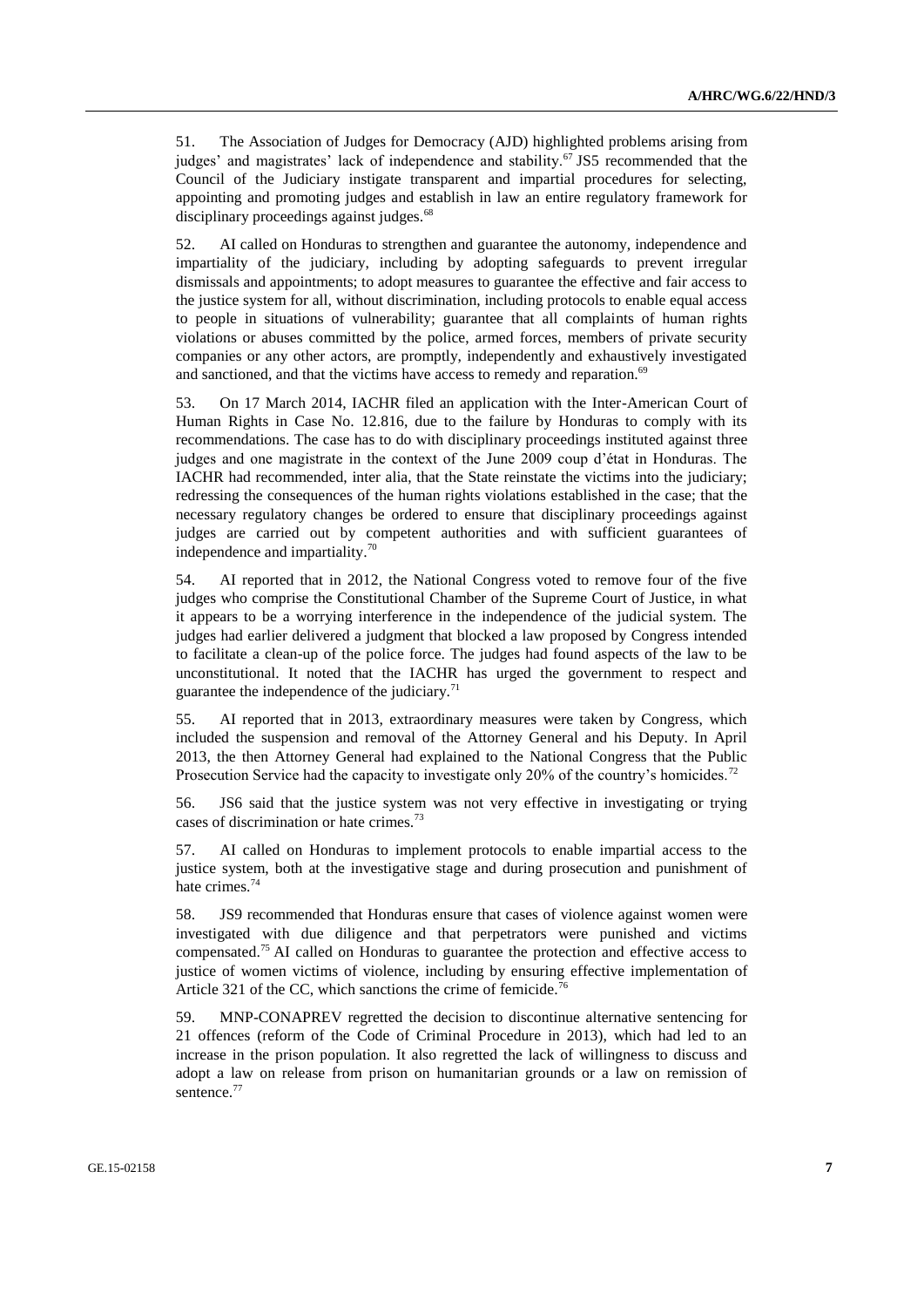51. The Association of Judges for Democracy (AJD) highlighted problems arising from judges' and magistrates' lack of independence and stability.[67] JS5 recommended that the Council of the Judiciary instigate transparent and impartial procedures for selecting, appointing and promoting judges and establish in law an entire regulatory framework for disciplinary proceedings against judges.[68]

52. AI called on Honduras to strengthen and guarantee the autonomy, independence and impartiality of the judiciary, including by adopting safeguards to prevent irregular dismissals and appointments; to adopt measures to guarantee the effective and fair access to the justice system for all, without discrimination, including protocols to enable equal access to people in situations of vulnerability; guarantee that all complaints of human rights violations or abuses committed by the police, armed forces, members of private security companies or any other actors, are promptly, independently and exhaustively investigated and sanctioned, and that the victims have access to remedy and reparation.[69]

53. On 17 March 2014, IACHR filed an application with the Inter-American Court of Human Rights in Case No. 12.816, due to the failure by Honduras to comply with its recommendations. The case has to do with disciplinary proceedings instituted against three judges and one magistrate in the context of the June 2009 coup d'état in Honduras. The IACHR had recommended, inter alia, that the State reinstate the victims into the judiciary; redressing the consequences of the human rights violations established in the case; that the necessary regulatory changes be ordered to ensure that disciplinary proceedings against judges are carried out by competent authorities and with sufficient guarantees of independence and impartiality.[70]

54. AI reported that in 2012, the National Congress voted to remove four of the five judges who comprise the Constitutional Chamber of the Supreme Court of Justice, in what it appears to be a worrying interference in the independence of the judicial system. The judges had earlier delivered a judgment that blocked a law proposed by Congress intended to facilitate a clean-up of the police force. The judges had found aspects of the law to be unconstitutional. It noted that the IACHR has urged the government to respect and guarantee the independence of the judiciary.[71]

55. AI reported that in 2013, extraordinary measures were taken by Congress, which included the suspension and removal of the Attorney General and his Deputy. In April 2013, the then Attorney General had explained to the National Congress that the Public Prosecution Service had the capacity to investigate only 20% of the country's homicides.[72]

56. JS6 said that the justice system was not very effective in investigating or trying cases of discrimination or hate crimes.[73]

57. AI called on Honduras to implement protocols to enable impartial access to the justice system, both at the investigative stage and during prosecution and punishment of hate crimes.[74]

58. JS9 recommended that Honduras ensure that cases of violence against women were investigated with due diligence and that perpetrators were punished and victims compensated.[75] AI called on Honduras to guarantee the protection and effective access to justice of women victims of violence, including by ensuring effective implementation of Article 321 of the CC, which sanctions the crime of femicide.[76]

59. MNP-CONAPREV regretted the decision to discontinue alternative sentencing for 21 offences (reform of the Code of Criminal Procedure in 2013), which had led to an increase in the prison population. It also regretted the lack of willingness to discuss and adopt a law on release from prison on humanitarian grounds or a law on remission of sentence.[77]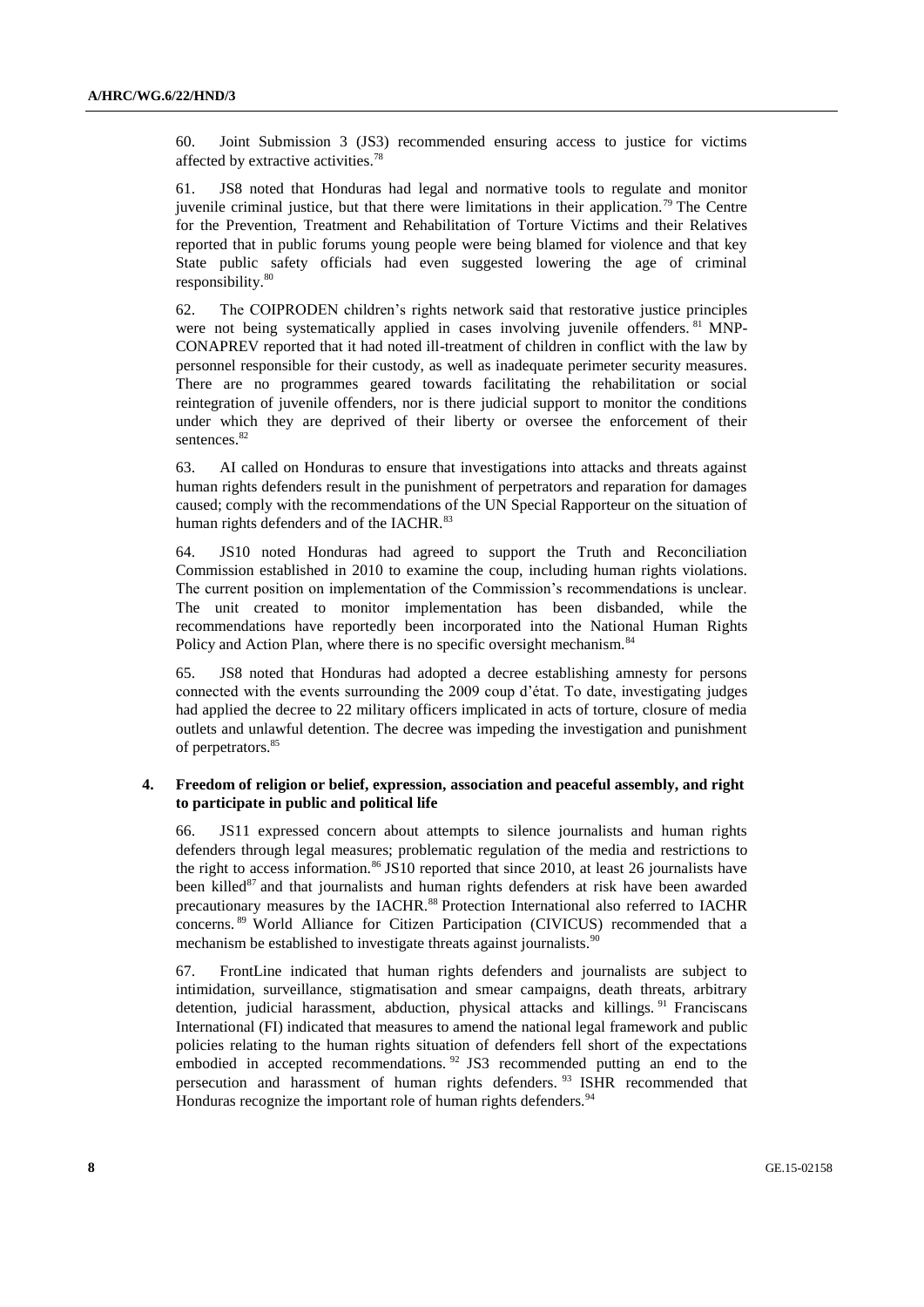60. Joint Submission 3 (JS3) recommended ensuring access to justice for victims affected by extractive activities.[78]

61. JS8 noted that Honduras had legal and normative tools to regulate and monitor juvenile criminal justice, but that there were limitations in their application.[79] The Centre for the Prevention, Treatment and Rehabilitation of Torture Victims and their Relatives reported that in public forums young people were being blamed for violence and that key State public safety officials had even suggested lowering the age of criminal responsibility.[80]

62. The COIPRODEN children's rights network said that restorative justice principles were not being systematically applied in cases involving juvenile offenders.[81] MNP-CONAPREV reported that it had noted ill-treatment of children in conflict with the law by personnel responsible for their custody, as well as inadequate perimeter security measures. There are no programmes geared towards facilitating the rehabilitation or social reintegration of juvenile offenders, nor is there judicial support to monitor the conditions under which they are deprived of their liberty or oversee the enforcement of their sentences.[82]

63. AI called on Honduras to ensure that investigations into attacks and threats against human rights defenders result in the punishment of perpetrators and reparation for damages caused; comply with the recommendations of the UN Special Rapporteur on the situation of human rights defenders and of the IACHR.[83]

64. JS10 noted Honduras had agreed to support the Truth and Reconciliation Commission established in 2010 to examine the coup, including human rights violations. The current position on implementation of the Commission's recommendations is unclear. The unit created to monitor implementation has been disbanded, while the recommendations have reportedly been incorporated into the National Human Rights Policy and Action Plan, where there is no specific oversight mechanism.[84]

65. JS8 noted that Honduras had adopted a decree establishing amnesty for persons connected with the events surrounding the 2009 coup d'état. To date, investigating judges had applied the decree to 22 military officers implicated in acts of torture, closure of media outlets and unlawful detention. The decree was impeding the investigation and punishment of perpetrators.[85]

### 4. Freedom of religion or belief, expression, association and peaceful assembly, and right to participate in public and political life

66. JS11 expressed concern about attempts to silence journalists and human rights defenders through legal measures; problematic regulation of the media and restrictions to the right to access information.[86] JS10 reported that since 2010, at least 26 journalists have been killed[87] and that journalists and human rights defenders at risk have been awarded precautionary measures by the IACHR.[88] Protection International also referred to IACHR concerns.[89] World Alliance for Citizen Participation (CIVICUS) recommended that a mechanism be established to investigate threats against journalists.[90]

67. FrontLine indicated that human rights defenders and journalists are subject to intimidation, surveillance, stigmatisation and smear campaigns, death threats, arbitrary detention, judicial harassment, abduction, physical attacks and killings.[91] Franciscans International (FI) indicated that measures to amend the national legal framework and public policies relating to the human rights situation of defenders fell short of the expectations embodied in accepted recommendations.[92] JS3 recommended putting an end to the persecution and harassment of human rights defenders.[93] ISHR recommended that Honduras recognize the important role of human rights defenders.[94]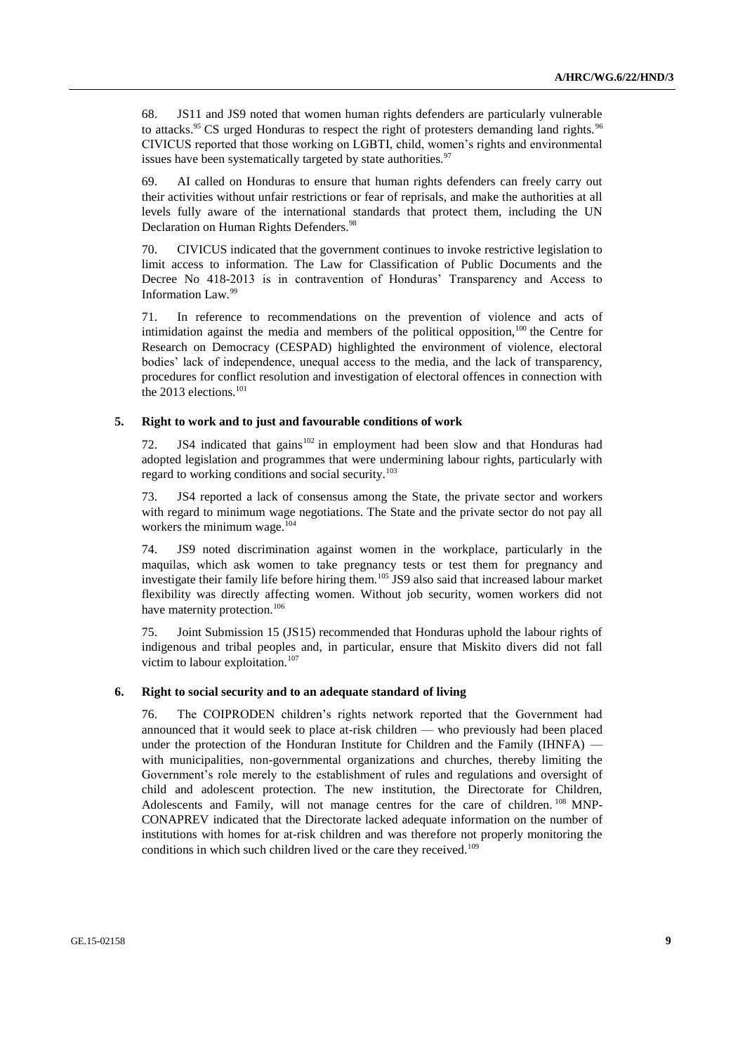68. JS11 and JS9 noted that women human rights defenders are particularly vulnerable to attacks.[95] CS urged Honduras to respect the right of protesters demanding land rights.[96] CIVICUS reported that those working on LGBTI, child, women's rights and environmental issues have been systematically targeted by state authorities.[97]

69. AI called on Honduras to ensure that human rights defenders can freely carry out their activities without unfair restrictions or fear of reprisals, and make the authorities at all levels fully aware of the international standards that protect them, including the UN Declaration on Human Rights Defenders.[98]

70. CIVICUS indicated that the government continues to invoke restrictive legislation to limit access to information. The Law for Classification of Public Documents and the Decree No 418-2013 is in contravention of Honduras' Transparency and Access to Information Law.[99]

71. In reference to recommendations on the prevention of violence and acts of intimidation against the media and members of the political opposition,[100] the Centre for Research on Democracy (CESPAD) highlighted the environment of violence, electoral bodies' lack of independence, unequal access to the media, and the lack of transparency, procedures for conflict resolution and investigation of electoral offences in connection with the 2013 elections.[101]

### 5. Right to work and to just and favourable conditions of work

72. JS4 indicated that gains[102] in employment had been slow and that Honduras had adopted legislation and programmes that were undermining labour rights, particularly with regard to working conditions and social security.[103]

73. JS4 reported a lack of consensus among the State, the private sector and workers with regard to minimum wage negotiations. The State and the private sector do not pay all workers the minimum wage.[104]

74. JS9 noted discrimination against women in the workplace, particularly in the maquilas, which ask women to take pregnancy tests or test them for pregnancy and investigate their family life before hiring them.[105] JS9 also said that increased labour market flexibility was directly affecting women. Without job security, women workers did not have maternity protection.[106]

75. Joint Submission 15 (JS15) recommended that Honduras uphold the labour rights of indigenous and tribal peoples and, in particular, ensure that Miskito divers did not fall victim to labour exploitation.[107]

### 6. Right to social security and to an adequate standard of living

76. The COIPRODEN children's rights network reported that the Government had announced that it would seek to place at-risk children — who previously had been placed under the protection of the Honduran Institute for Children and the Family (IHNFA) — with municipalities, non-governmental organizations and churches, thereby limiting the Government's role merely to the establishment of rules and regulations and oversight of child and adolescent protection. The new institution, the Directorate for Children, Adolescents and Family, will not manage centres for the care of children.[108] MNP-CONAPREV indicated that the Directorate lacked adequate information on the number of institutions with homes for at-risk children and was therefore not properly monitoring the conditions in which such children lived or the care they received.[109]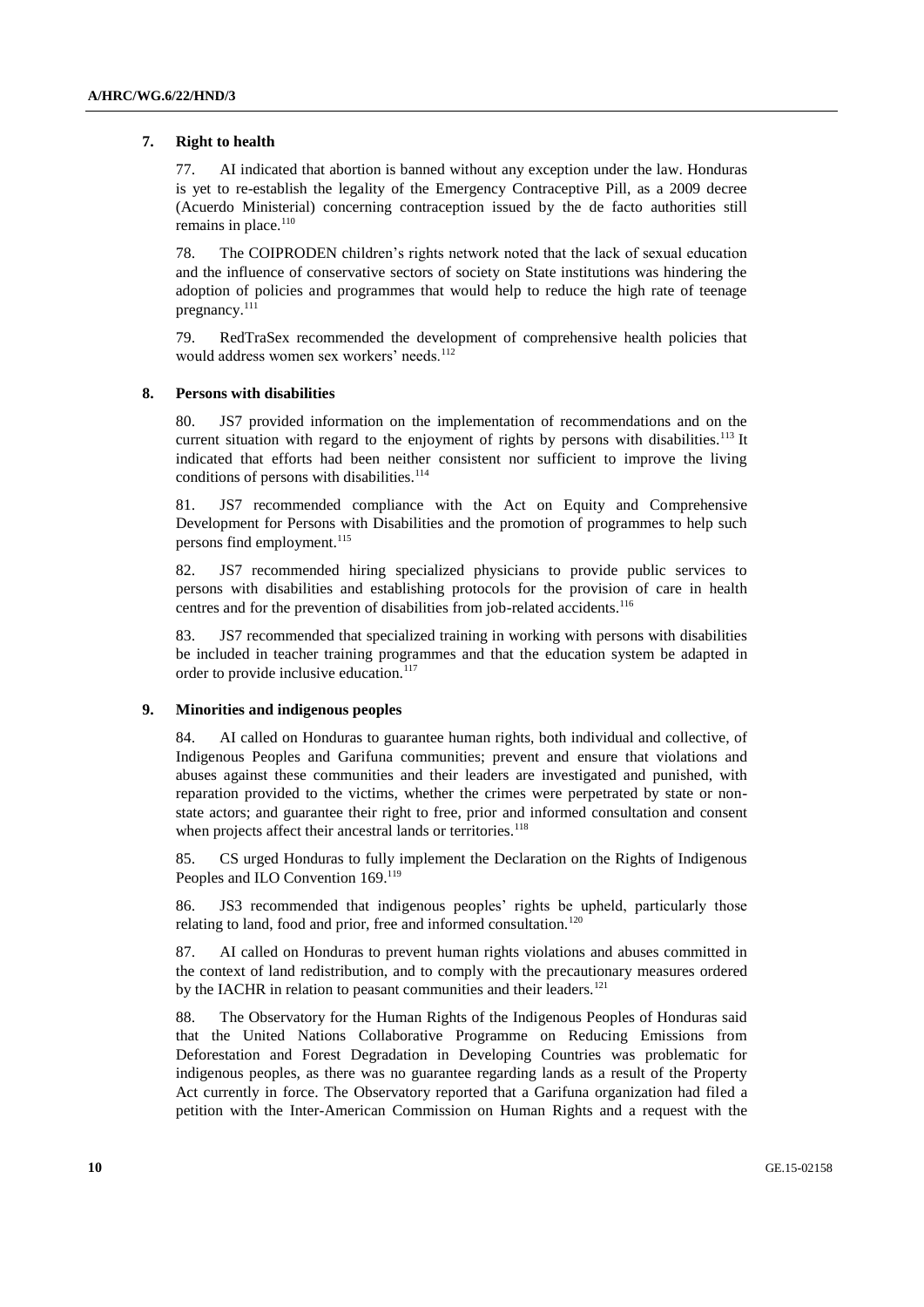### 7. Right to health

77. AI indicated that abortion is banned without any exception under the law. Honduras is yet to re-establish the legality of the Emergency Contraceptive Pill, as a 2009 decree (Acuerdo Ministerial) concerning contraception issued by the de facto authorities still remains in place.[110]

78. The COIPRODEN children's rights network noted that the lack of sexual education and the influence of conservative sectors of society on State institutions was hindering the adoption of policies and programmes that would help to reduce the high rate of teenage pregnancy.[111]

79. RedTraSex recommended the development of comprehensive health policies that would address women sex workers' needs.[112]

### 8. Persons with disabilities

80. JS7 provided information on the implementation of recommendations and on the current situation with regard to the enjoyment of rights by persons with disabilities.[113] It indicated that efforts had been neither consistent nor sufficient to improve the living conditions of persons with disabilities.[114]

81. JS7 recommended compliance with the Act on Equity and Comprehensive Development for Persons with Disabilities and the promotion of programmes to help such persons find employment.[115]

82. JS7 recommended hiring specialized physicians to provide public services to persons with disabilities and establishing protocols for the provision of care in health centres and for the prevention of disabilities from job-related accidents.[116]

83. JS7 recommended that specialized training in working with persons with disabilities be included in teacher training programmes and that the education system be adapted in order to provide inclusive education.[117]

### 9. Minorities and indigenous peoples

84. AI called on Honduras to guarantee human rights, both individual and collective, of Indigenous Peoples and Garifuna communities; prevent and ensure that violations and abuses against these communities and their leaders are investigated and punished, with reparation provided to the victims, whether the crimes were perpetrated by state or non-state actors; and guarantee their right to free, prior and informed consultation and consent when projects affect their ancestral lands or territories.[118]

85. CS urged Honduras to fully implement the Declaration on the Rights of Indigenous Peoples and ILO Convention 169.[119]

86. JS3 recommended that indigenous peoples' rights be upheld, particularly those relating to land, food and prior, free and informed consultation.[120]

87. AI called on Honduras to prevent human rights violations and abuses committed in the context of land redistribution, and to comply with the precautionary measures ordered by the IACHR in relation to peasant communities and their leaders.[121]

88. The Observatory for the Human Rights of the Indigenous Peoples of Honduras said that the United Nations Collaborative Programme on Reducing Emissions from Deforestation and Forest Degradation in Developing Countries was problematic for indigenous peoples, as there was no guarantee regarding lands as a result of the Property Act currently in force. The Observatory reported that a Garifuna organization had filed a petition with the Inter-American Commission on Human Rights and a request with the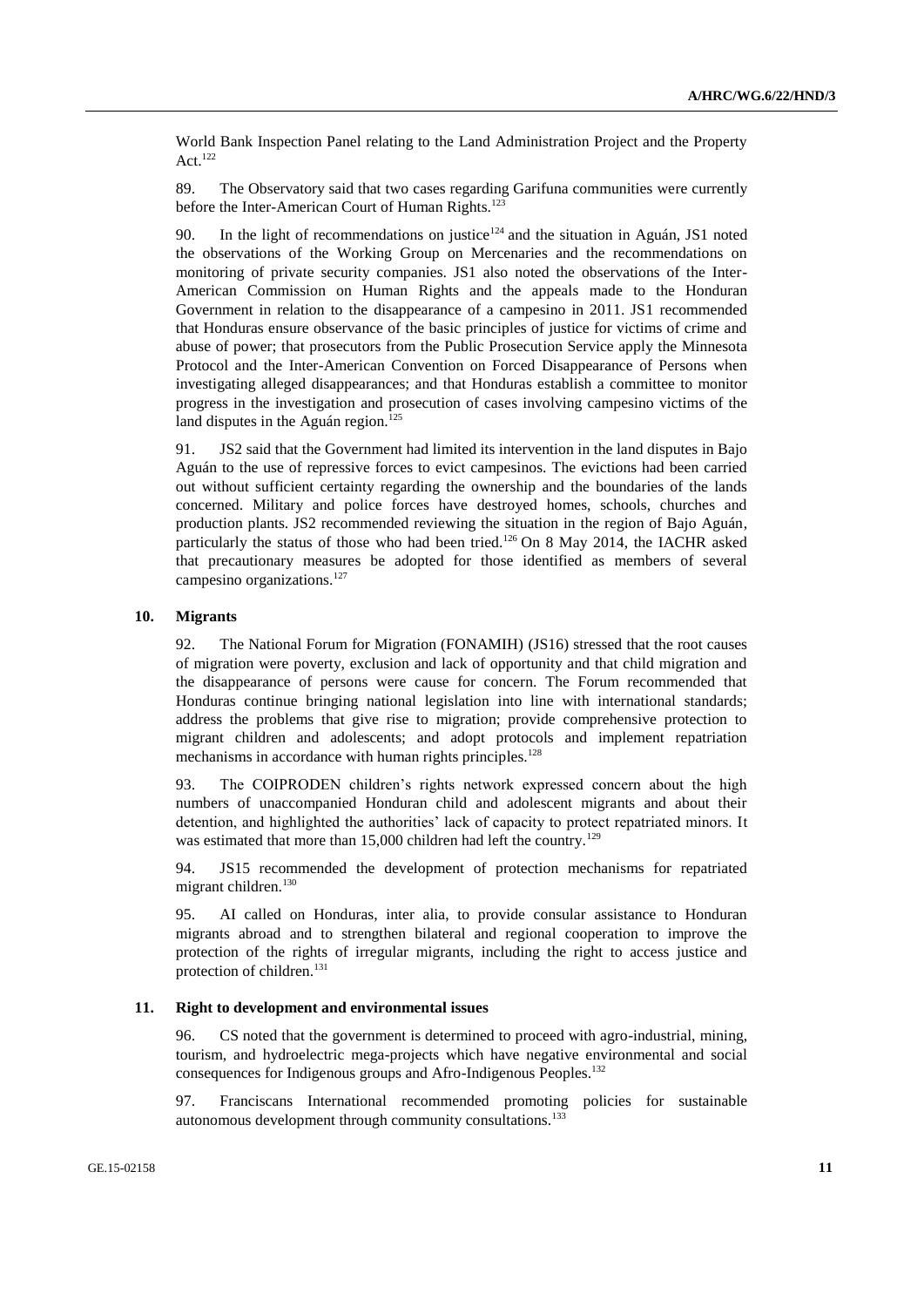World Bank Inspection Panel relating to the Land Administration Project and the Property Act.[122]

89. The Observatory said that two cases regarding Garifuna communities were currently before the Inter-American Court of Human Rights.[123]

90. In the light of recommendations on justice[124] and the situation in Aguán, JS1 noted the observations of the Working Group on Mercenaries and the recommendations on monitoring of private security companies. JS1 also noted the observations of the Inter-American Commission on Human Rights and the appeals made to the Honduran Government in relation to the disappearance of a campesino in 2011. JS1 recommended that Honduras ensure observance of the basic principles of justice for victims of crime and abuse of power; that prosecutors from the Public Prosecution Service apply the Minnesota Protocol and the Inter-American Convention on Forced Disappearance of Persons when investigating alleged disappearances; and that Honduras establish a committee to monitor progress in the investigation and prosecution of cases involving campesino victims of the land disputes in the Aguán region.[125]

91. JS2 said that the Government had limited its intervention in the land disputes in Bajo Aguán to the use of repressive forces to evict campesinos. The evictions had been carried out without sufficient certainty regarding the ownership and the boundaries of the lands concerned. Military and police forces have destroyed homes, schools, churches and production plants. JS2 recommended reviewing the situation in the region of Bajo Aguán, particularly the status of those who had been tried.[126] On 8 May 2014, the IACHR asked that precautionary measures be adopted for those identified as members of several campesino organizations.[127]

### 10. Migrants

92. The National Forum for Migration (FONAMIH) (JS16) stressed that the root causes of migration were poverty, exclusion and lack of opportunity and that child migration and the disappearance of persons were cause for concern. The Forum recommended that Honduras continue bringing national legislation into line with international standards; address the problems that give rise to migration; provide comprehensive protection to migrant children and adolescents; and adopt protocols and implement repatriation mechanisms in accordance with human rights principles.[128]

93. The COIPRODEN children's rights network expressed concern about the high numbers of unaccompanied Honduran child and adolescent migrants and about their detention, and highlighted the authorities' lack of capacity to protect repatriated minors. It was estimated that more than 15,000 children had left the country.[129]

94. JS15 recommended the development of protection mechanisms for repatriated migrant children.[130]

95. AI called on Honduras, inter alia, to provide consular assistance to Honduran migrants abroad and to strengthen bilateral and regional cooperation to improve the protection of the rights of irregular migrants, including the right to access justice and protection of children.[131]

### 11. Right to development and environmental issues

96. CS noted that the government is determined to proceed with agro-industrial, mining, tourism, and hydroelectric mega-projects which have negative environmental and social consequences for Indigenous groups and Afro-Indigenous Peoples.[132]

97. Franciscans International recommended promoting policies for sustainable autonomous development through community consultations.[133]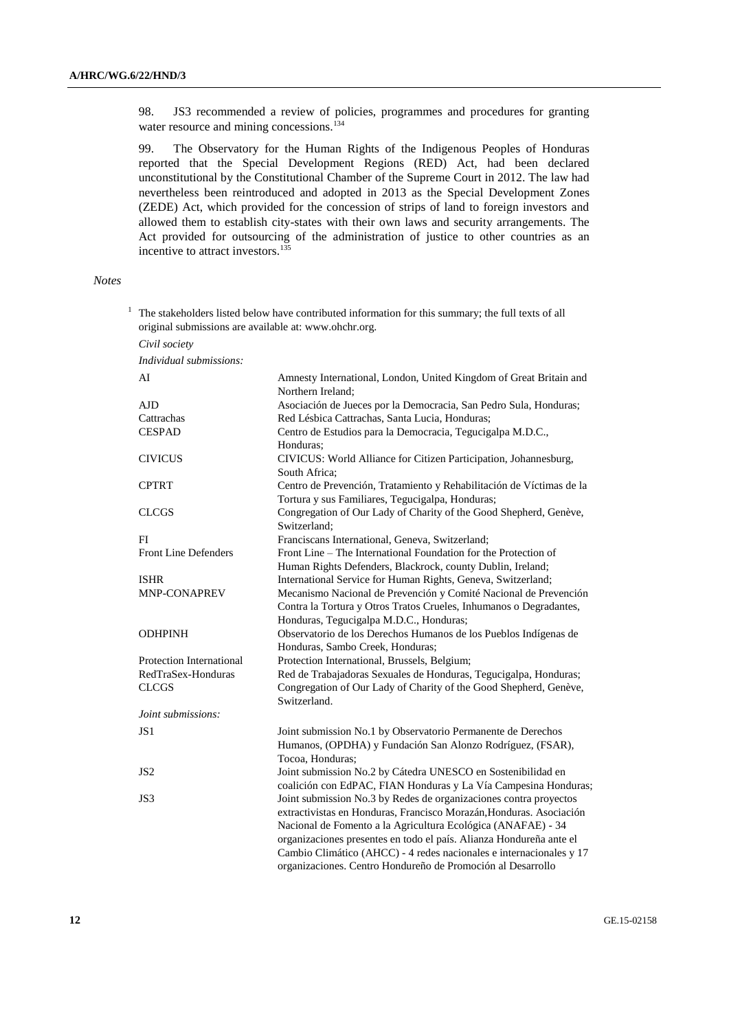98. JS3 recommended a review of policies, programmes and procedures for granting water resource and mining concessions.[134]

99. The Observatory for the Human Rights of the Indigenous Peoples of Honduras reported that the Special Development Regions (RED) Act, had been declared unconstitutional by the Constitutional Chamber of the Supreme Court in 2012. The law had nevertheless been reintroduced and adopted in 2013 as the Special Development Zones (ZEDE) Act, which provided for the concession of strips of land to foreign investors and allowed them to establish city-states with their own laws and security arrangements. The Act provided for outsourcing of the administration of justice to other countries as an incentive to attract investors.[135]

*Notes*

[1] The stakeholders listed below have contributed information for this summary; the full texts of all original submissions are available at: www.ohchr.org.

*Civil society*

*Individual submissions:*

| | |
|---|---|
| AI | Amnesty International, London, United Kingdom of Great Britain and Northern Ireland; |
| AJD | Asociación de Jueces por la Democracia, San Pedro Sula, Honduras; |
| Cattrachas | Red Lésbica Cattrachas, Santa Lucia, Honduras; |
| CESPAD | Centro de Estudios para la Democracia, Tegucigalpa M.D.C., Honduras; |
| CIVICUS | CIVICUS: World Alliance for Citizen Participation, Johannesburg, South Africa; |
| CPTRT | Centro de Prevención, Tratamiento y Rehabilitación de Víctimas de la Tortura y sus Familiares, Tegucigalpa, Honduras; |
| CLCGS | Congregation of Our Lady of Charity of the Good Shepherd, Genève, Switzerland; |
| FI | Franciscans International, Geneva, Switzerland; |
| Front Line Defenders | Front Line – The International Foundation for the Protection of Human Rights Defenders, Blackrock, county Dublin, Ireland; |
| ISHR | International Service for Human Rights, Geneva, Switzerland; |
| MNP-CONAPREV | Mecanismo Nacional de Prevención y Comité Nacional de Prevención Contra la Tortura y Otros Tratos Crueles, Inhumanos o Degradantes, Honduras, Tegucigalpa M.D.C., Honduras; |
| ODHPINH | Observatorio de los Derechos Humanos de los Pueblos Indígenas de Honduras, Sambo Creek, Honduras; |
| Protection International | Protection International, Brussels, Belgium; |
| RedTraSex-Honduras | Red de Trabajadoras Sexuales de Honduras, Tegucigalpa, Honduras; |
| CLCGS | Congregation of Our Lady of Charity of the Good Shepherd, Genève, Switzerland. |

*Joint submissions:*

| | |
|---|---|
| JS1 | Joint submission No.1 by Observatorio Permanente de Derechos Humanos, (OPDHA) y Fundación San Alonzo Rodríguez, (FSAR), Tocoa, Honduras; |
| JS2 | Joint submission No.2 by Cátedra UNESCO en Sostenibilidad en coalición con EdPAC, FIAN Honduras y La Vía Campesina Honduras; |
| JS3 | Joint submission No.3 by Redes de organizaciones contra proyectos extractivistas en Honduras, Francisco Morazán,Honduras. Asociación Nacional de Fomento a la Agricultura Ecológica (ANAFAE) - 34 organizaciones presentes en todo el país. Alianza Hondureña ante el Cambio Climático (AHCC) - 4 redes nacionales e internacionales y 17 organizaciones. Centro Hondureño de Promoción al Desarrollo |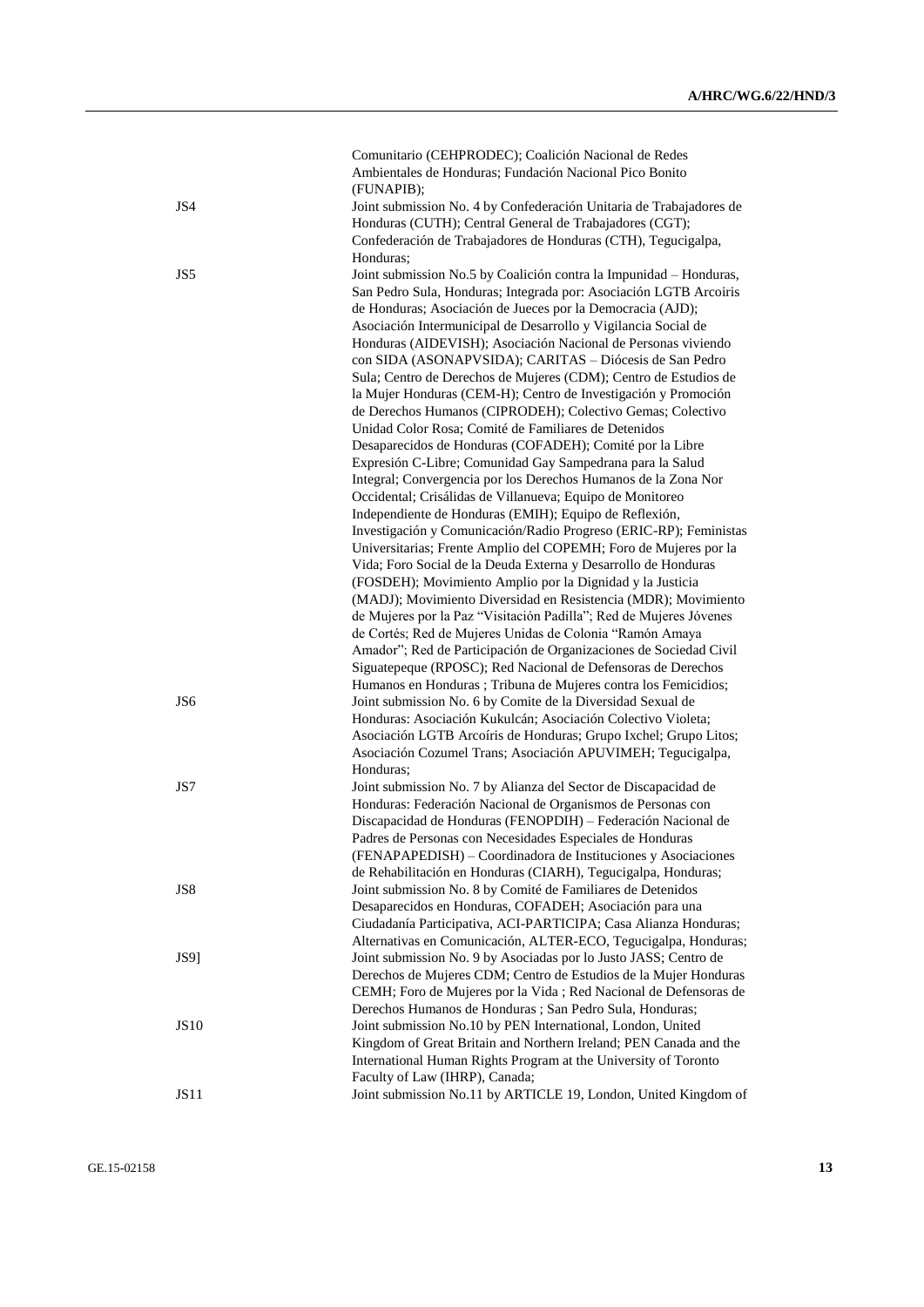| | |
|---|---|
| | Comunitario (CEHPRODEC); Coalición Nacional de Redes Ambientales de Honduras; Fundación Nacional Pico Bonito (FUNAPIB); |
| JS4 | Joint submission No. 4 by Confederación Unitaria de Trabajadores de Honduras (CUTH); Central General de Trabajadores (CGT); Confederación de Trabajadores de Honduras (CTH), Tegucigalpa, Honduras; |
| JS5 | Joint submission No.5 by Coalición contra la Impunidad – Honduras, San Pedro Sula, Honduras; Integrada por: Asociación LGTB Arcoiris de Honduras; Asociación de Jueces por la Democracia (AJD); Asociación Intermunicipal de Desarrollo y Vigilancia Social de Honduras (AIDEVISH); Asociación Nacional de Personas viviendo con SIDA (ASONAPVSIDA); CARITAS – Diócesis de San Pedro Sula; Centro de Derechos de Mujeres (CDM); Centro de Estudios de la Mujer Honduras (CEM-H); Centro de Investigación y Promoción de Derechos Humanos (CIPRODEH); Colectivo Gemas; Colectivo Unidad Color Rosa; Comité de Familiares de Detenidos Desaparecidos de Honduras (COFADEH); Comité por la Libre Expresión C-Libre; Comunidad Gay Sampedrana para la Salud Integral; Convergencia por los Derechos Humanos de la Zona Nor Occidental; Crisálidas de Villanueva; Equipo de Monitoreo Independiente de Honduras (EMIH); Equipo de Reflexión, Investigación y Comunicación/Radio Progreso (ERIC-RP); Feministas Universitarias; Frente Amplio del COPEMH; Foro de Mujeres por la Vida; Foro Social de la Deuda Externa y Desarrollo de Honduras (FOSDEH); Movimiento Amplio por la Dignidad y la Justicia (MADJ); Movimiento Diversidad en Resistencia (MDR); Movimiento de Mujeres por la Paz "Visitación Padilla"; Red de Mujeres Jóvenes de Cortés; Red de Mujeres Unidas de Colonia "Ramón Amaya Amador"; Red de Participación de Organizaciones de Sociedad Civil Siguatepeque (RPOSC); Red Nacional de Defensoras de Derechos Humanos en Honduras ; Tribuna de Mujeres contra los Femicidios; |
| JS6 | Joint submission No. 6 by Comite de la Diversidad Sexual de Honduras: Asociación Kukulcán; Asociación Colectivo Violeta; Asociación LGTB Arcoíris de Honduras; Grupo Ixchel; Grupo Litos; Asociación Cozumel Trans; Asociación APUVIMEH; Tegucigalpa, Honduras; |
| JS7 | Joint submission No. 7 by Alianza del Sector de Discapacidad de Honduras: Federación Nacional de Organismos de Personas con Discapacidad de Honduras (FENOPDIH) – Federación Nacional de Padres de Personas con Necesidades Especiales de Honduras (FENAPAPEDISH) – Coordinadora de Instituciones y Asociaciones de Rehabilitación en Honduras (CIARH), Tegucigalpa, Honduras; |
| JS8 | Joint submission No. 8 by Comité de Familiares de Detenidos Desaparecidos en Honduras, COFADEH; Asociación para una Ciudadanía Participativa, ACI-PARTICIPA; Casa Alianza Honduras; Alternativas en Comunicación, ALTER-ECO, Tegucigalpa, Honduras; |
| JS9] | Joint submission No. 9 by Asociadas por lo Justo JASS; Centro de Derechos de Mujeres CDM; Centro de Estudios de la Mujer Honduras CEMH; Foro de Mujeres por la Vida ; Red Nacional de Defensoras de Derechos Humanos de Honduras ; San Pedro Sula, Honduras; |
| JS10 | Joint submission No.10 by PEN International, London, United Kingdom of Great Britain and Northern Ireland; PEN Canada and the International Human Rights Program at the University of Toronto Faculty of Law (IHRP), Canada; |
| JS11 | Joint submission No.11 by ARTICLE 19, London, United Kingdom of |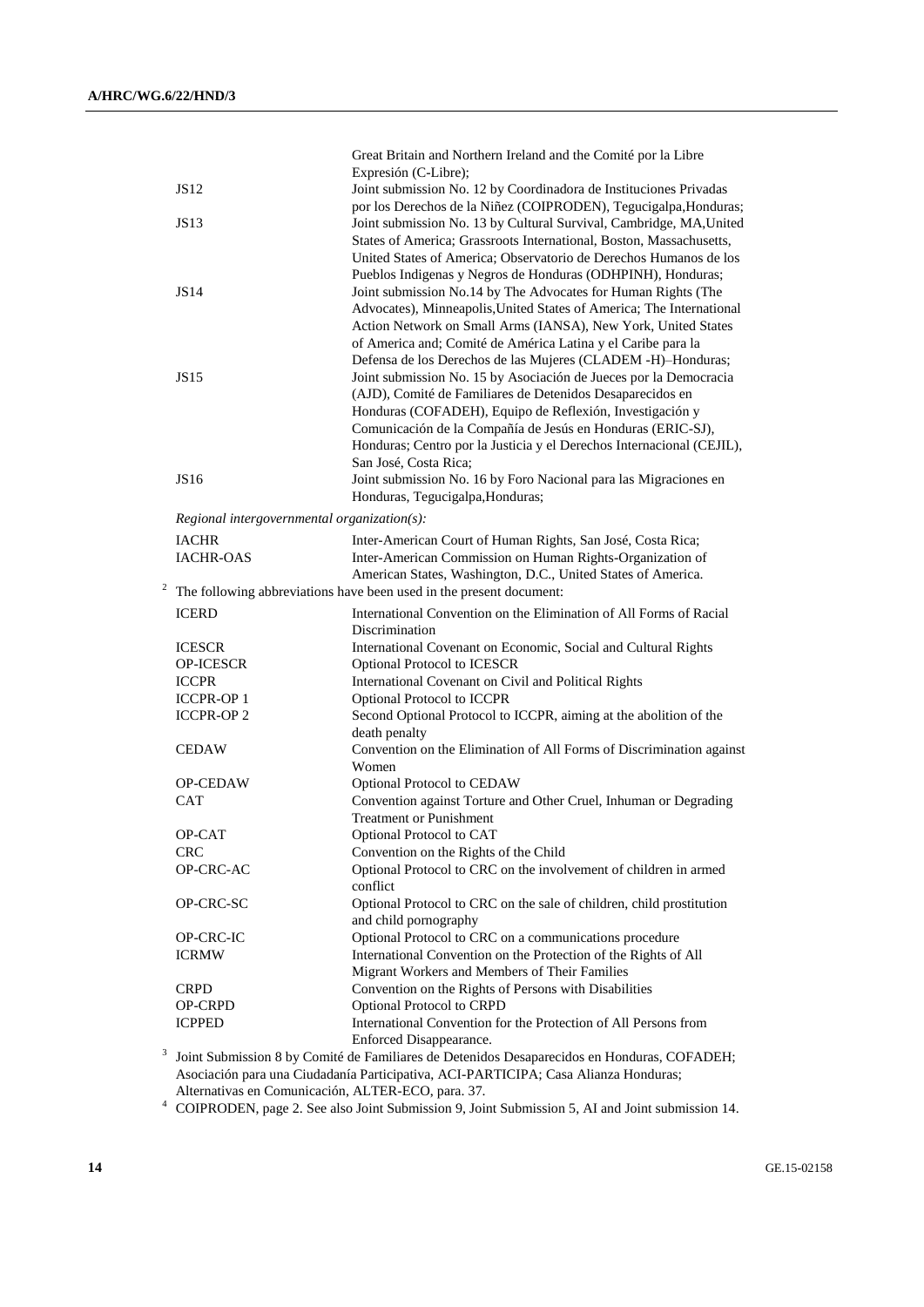| | |
|---|---|
| | Great Britain and Northern Ireland and the Comité por la Libre Expresión (C-Libre); |
| JS12 | Joint submission No. 12 by Coordinadora de Instituciones Privadas por los Derechos de la Niñez (COIPRODEN), Tegucigalpa,Honduras; |
| JS13 | Joint submission No. 13 by Cultural Survival, Cambridge, MA,United States of America; Grassroots International, Boston, Massachusetts, United States of America; Observatorio de Derechos Humanos de los Pueblos Indigenas y Negros de Honduras (ODHPINH), Honduras; |
| JS14 | Joint submission No.14 by The Advocates for Human Rights (The Advocates), Minneapolis,United States of America; The International Action Network on Small Arms (IANSA), New York, United States of America and; Comité de América Latina y el Caribe para la Defensa de los Derechos de las Mujeres (CLADEM -H)–Honduras; |
| JS15 | Joint submission No. 15 by Asociación de Jueces por la Democracia (AJD), Comité de Familiares de Detenidos Desaparecidos en Honduras (COFADEH), Equipo de Reflexión, Investigación y Comunicación de la Compañía de Jesús en Honduras (ERIC-SJ), Honduras; Centro por la Justicia y el Derechos Internacional (CEJIL), San José, Costa Rica; |
| JS16 | Joint submission No. 16 by Foro Nacional para las Migraciones en Honduras, Tegucigalpa,Honduras; |

*Regional intergovernmental organization(s):*

| | |
|---|---|
| IACHR | Inter-American Court of Human Rights, San José, Costa Rica; |
| IACHR-OAS | Inter-American Commission on Human Rights-Organization of American States, Washington, D.C., United States of America. |

[2] The following abbreviations have been used in the present document:

| | |
|---|---|
| ICERD | International Convention on the Elimination of All Forms of Racial Discrimination |
| ICESCR | International Covenant on Economic, Social and Cultural Rights |
| OP-ICESCR | Optional Protocol to ICESCR |
| ICCPR | International Covenant on Civil and Political Rights |
| ICCPR-OP 1 | Optional Protocol to ICCPR |
| ICCPR-OP 2 | Second Optional Protocol to ICCPR, aiming at the abolition of the death penalty |
| CEDAW | Convention on the Elimination of All Forms of Discrimination against Women |
| OP-CEDAW | Optional Protocol to CEDAW |
| CAT | Convention against Torture and Other Cruel, Inhuman or Degrading Treatment or Punishment |
| OP-CAT | Optional Protocol to CAT |
| CRC | Convention on the Rights of the Child |
| OP-CRC-AC | Optional Protocol to CRC on the involvement of children in armed conflict |
| OP-CRC-SC | Optional Protocol to CRC on the sale of children, child prostitution and child pornography |
| OP-CRC-IC | Optional Protocol to CRC on a communications procedure |
| ICRMW | International Convention on the Protection of the Rights of All Migrant Workers and Members of Their Families |
| CRPD | Convention on the Rights of Persons with Disabilities |
| OP-CRPD | Optional Protocol to CRPD |
| ICPPED | International Convention for the Protection of All Persons from Enforced Disappearance. |

[3] Joint Submission 8 by Comité de Familiares de Detenidos Desaparecidos en Honduras, COFADEH; Asociación para una Ciudadanía Participativa, ACI-PARTICIPA; Casa Alianza Honduras; Alternativas en Comunicación, ALTER-ECO, para. 37.

[4] COIPRODEN, page 2. See also Joint Submission 9, Joint Submission 5, AI and Joint submission 14.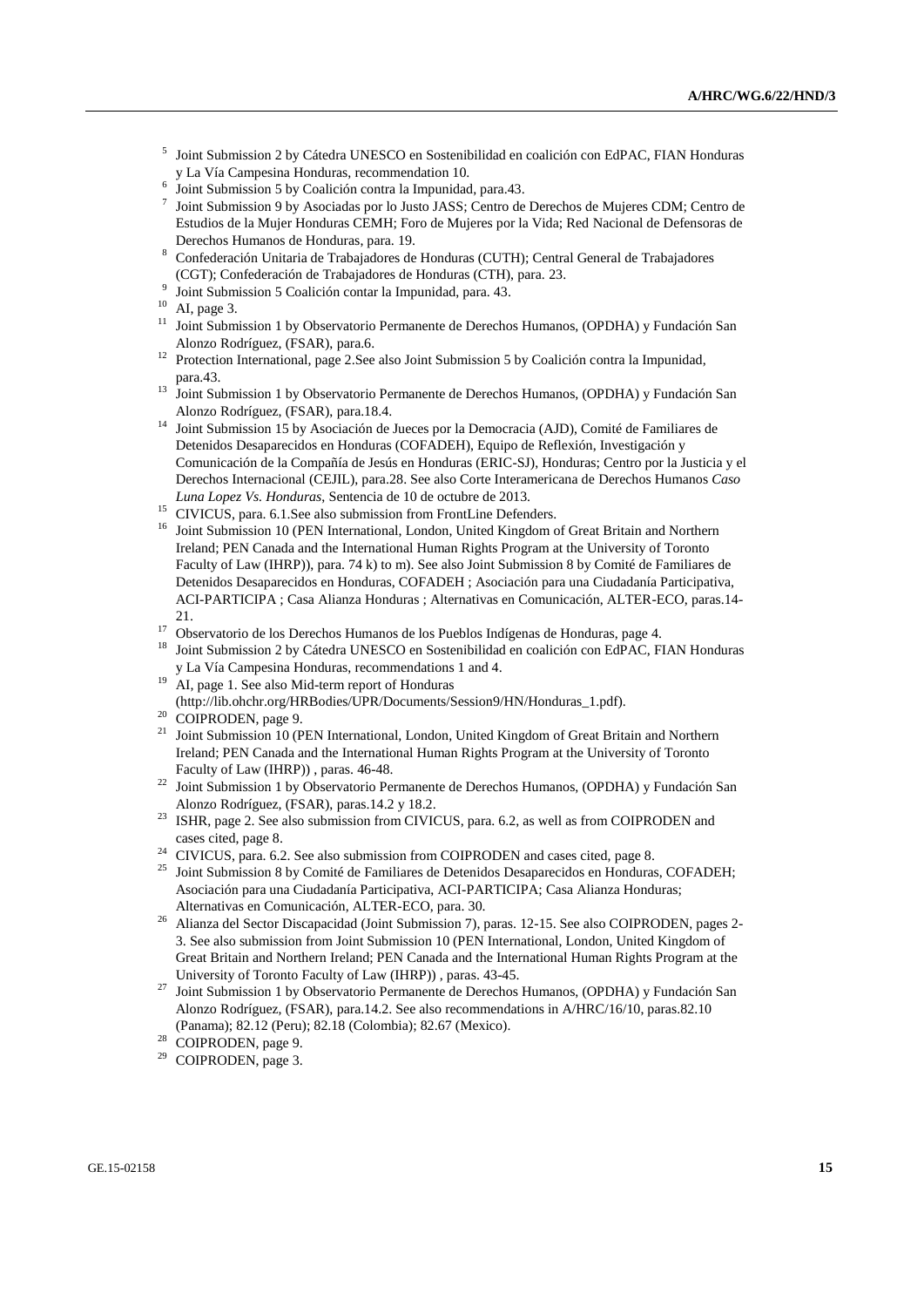[5] Joint Submission 2 by Cátedra UNESCO en Sostenibilidad en coalición con EdPAC, FIAN Honduras y La Vía Campesina Honduras, recommendation 10.

[6] Joint Submission 5 by Coalición contra la Impunidad, para.43.

[7] Joint Submission 9 by Asociadas por lo Justo JASS; Centro de Derechos de Mujeres CDM; Centro de Estudios de la Mujer Honduras CEMH; Foro de Mujeres por la Vida; Red Nacional de Defensoras de Derechos Humanos de Honduras, para. 19.

[8] Confederación Unitaria de Trabajadores de Honduras (CUTH); Central General de Trabajadores (CGT); Confederación de Trabajadores de Honduras (CTH), para. 23.

[9] Joint Submission 5 Coalición contar la Impunidad, para. 43.

[10] AI, page 3.

[11] Joint Submission 1 by Observatorio Permanente de Derechos Humanos, (OPDHA) y Fundación San Alonzo Rodríguez, (FSAR), para.6.

[12] Protection International, page 2.See also Joint Submission 5 by Coalición contra la Impunidad, para.43.

[13] Joint Submission 1 by Observatorio Permanente de Derechos Humanos, (OPDHA) y Fundación San Alonzo Rodríguez, (FSAR), para.18.4.

[14] Joint Submission 15 by Asociación de Jueces por la Democracia (AJD), Comité de Familiares de Detenidos Desaparecidos en Honduras (COFADEH), Equipo de Reflexión, Investigación y Comunicación de la Compañía de Jesús en Honduras (ERIC-SJ), Honduras; Centro por la Justicia y el Derechos Internacional (CEJIL), para.28. See also Corte Interamericana de Derechos Humanos *Caso Luna Lopez Vs. Honduras*, Sentencia de 10 de octubre de 2013.

[15] CIVICUS, para. 6.1.See also submission from FrontLine Defenders.

[16] Joint Submission 10 (PEN International, London, United Kingdom of Great Britain and Northern Ireland; PEN Canada and the International Human Rights Program at the University of Toronto Faculty of Law (IHRP)), para. 74 k) to m). See also Joint Submission 8 by Comité de Familiares de Detenidos Desaparecidos en Honduras, COFADEH ; Asociación para una Ciudadanía Participativa, ACI-PARTICIPA ; Casa Alianza Honduras ; Alternativas en Comunicación, ALTER-ECO, paras.14-21.

[17] Observatorio de los Derechos Humanos de los Pueblos Indígenas de Honduras, page 4.

[18] Joint Submission 2 by Cátedra UNESCO en Sostenibilidad en coalición con EdPAC, FIAN Honduras y La Vía Campesina Honduras, recommendations 1 and 4.

[19] AI, page 1. See also Mid-term report of Honduras (http://lib.ohchr.org/HRBodies/UPR/Documents/Session9/HN/Honduras_1.pdf).

[20] COIPRODEN, page 9.

[21] Joint Submission 10 (PEN International, London, United Kingdom of Great Britain and Northern Ireland; PEN Canada and the International Human Rights Program at the University of Toronto Faculty of Law (IHRP)) , paras. 46-48.

[22] Joint Submission 1 by Observatorio Permanente de Derechos Humanos, (OPDHA) y Fundación San Alonzo Rodríguez, (FSAR), paras.14.2 y 18.2.

[23] ISHR, page 2. See also submission from CIVICUS, para. 6.2, as well as from COIPRODEN and cases cited, page 8.

[24] CIVICUS, para. 6.2. See also submission from COIPRODEN and cases cited, page 8.

[25] Joint Submission 8 by Comité de Familiares de Detenidos Desaparecidos en Honduras, COFADEH; Asociación para una Ciudadanía Participativa, ACI-PARTICIPA; Casa Alianza Honduras; Alternativas en Comunicación, ALTER-ECO, para. 30.

[26] Alianza del Sector Discapacidad (Joint Submission 7), paras. 12-15. See also COIPRODEN, pages 2-3. See also submission from Joint Submission 10 (PEN International, London, United Kingdom of Great Britain and Northern Ireland; PEN Canada and the International Human Rights Program at the University of Toronto Faculty of Law (IHRP)) , paras. 43-45.

[27] Joint Submission 1 by Observatorio Permanente de Derechos Humanos, (OPDHA) y Fundación San Alonzo Rodríguez, (FSAR), para.14.2. See also recommendations in A/HRC/16/10, paras.82.10 (Panama); 82.12 (Peru); 82.18 (Colombia); 82.67 (Mexico).

[28] COIPRODEN, page 9.

[29] COIPRODEN, page 3.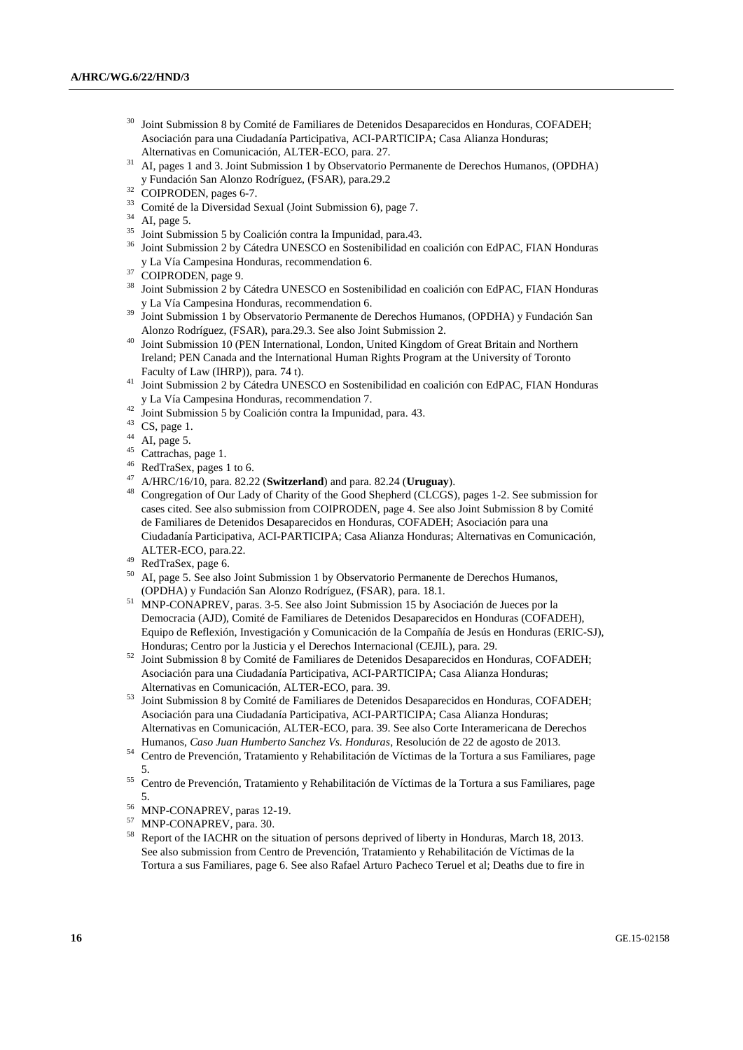[30] Joint Submission 8 by Comité de Familiares de Detenidos Desaparecidos en Honduras, COFADEH; Asociación para una Ciudadanía Participativa, ACI-PARTICIPA; Casa Alianza Honduras; Alternativas en Comunicación, ALTER-ECO, para. 27.

[31] AI, pages 1 and 3. Joint Submission 1 by Observatorio Permanente de Derechos Humanos, (OPDHA) y Fundación San Alonzo Rodríguez, (FSAR), para.29.2

[32] COIPRODEN, pages 6-7.

[33] Comité de la Diversidad Sexual (Joint Submission 6), page 7.

[34] AI, page 5.

[35] Joint Submission 5 by Coalición contra la Impunidad, para.43.

[36] Joint Submission 2 by Cátedra UNESCO en Sostenibilidad en coalición con EdPAC, FIAN Honduras y La Vía Campesina Honduras, recommendation 6.

[37] COIPRODEN, page 9.

[38] Joint Submission 2 by Cátedra UNESCO en Sostenibilidad en coalición con EdPAC, FIAN Honduras y La Vía Campesina Honduras, recommendation 6.

[39] Joint Submission 1 by Observatorio Permanente de Derechos Humanos, (OPDHA) y Fundación San Alonzo Rodríguez, (FSAR), para.29.3. See also Joint Submission 2.

[40] Joint Submission 10 (PEN International, London, United Kingdom of Great Britain and Northern Ireland; PEN Canada and the International Human Rights Program at the University of Toronto Faculty of Law (IHRP)), para. 74 t).

[41] Joint Submission 2 by Cátedra UNESCO en Sostenibilidad en coalición con EdPAC, FIAN Honduras y La Vía Campesina Honduras, recommendation 7.

[42] Joint Submission 5 by Coalición contra la Impunidad, para. 43.

[43] CS, page 1.

[44] AI, page 5.

[45] Cattrachas, page 1.

[46] RedTraSex, pages 1 to 6.

[47] A/HRC/16/10, para. 82.22 (**Switzerland**) and para. 82.24 (**Uruguay**).

[48] Congregation of Our Lady of Charity of the Good Shepherd (CLCGS), pages 1-2. See submission for cases cited. See also submission from COIPRODEN, page 4. See also Joint Submission 8 by Comité de Familiares de Detenidos Desaparecidos en Honduras, COFADEH; Asociación para una Ciudadanía Participativa, ACI-PARTICIPA; Casa Alianza Honduras; Alternativas en Comunicación, ALTER-ECO, para.22.

[49] RedTraSex, page 6.

[50] AI, page 5. See also Joint Submission 1 by Observatorio Permanente de Derechos Humanos, (OPDHA) y Fundación San Alonzo Rodríguez, (FSAR), para. 18.1.

[51] MNP-CONAPREV, paras. 3-5. See also Joint Submission 15 by Asociación de Jueces por la Democracia (AJD), Comité de Familiares de Detenidos Desaparecidos en Honduras (COFADEH), Equipo de Reflexión, Investigación y Comunicación de la Compañía de Jesús en Honduras (ERIC-SJ), Honduras; Centro por la Justicia y el Derechos Internacional (CEJIL), para. 29.

[52] Joint Submission 8 by Comité de Familiares de Detenidos Desaparecidos en Honduras, COFADEH; Asociación para una Ciudadanía Participativa, ACI-PARTICIPA; Casa Alianza Honduras; Alternativas en Comunicación, ALTER-ECO, para. 39.

[53] Joint Submission 8 by Comité de Familiares de Detenidos Desaparecidos en Honduras, COFADEH; Asociación para una Ciudadanía Participativa, ACI-PARTICIPA; Casa Alianza Honduras; Alternativas en Comunicación, ALTER-ECO, para. 39. See also Corte Interamericana de Derechos Humanos, *Caso Juan Humberto Sanchez Vs. Honduras*, Resolución de 22 de agosto de 2013.

[54] Centro de Prevención, Tratamiento y Rehabilitación de Víctimas de la Tortura a sus Familiares, page 5.

[55] Centro de Prevención, Tratamiento y Rehabilitación de Víctimas de la Tortura a sus Familiares, page 5.

[56] MNP-CONAPREV, paras 12-19.

[57] MNP-CONAPREV, para. 30.

[58] Report of the IACHR on the situation of persons deprived of liberty in Honduras, March 18, 2013. See also submission from Centro de Prevención, Tratamiento y Rehabilitación de Víctimas de la Tortura a sus Familiares, page 6. See also Rafael Arturo Pacheco Teruel et al; Deaths due to fire in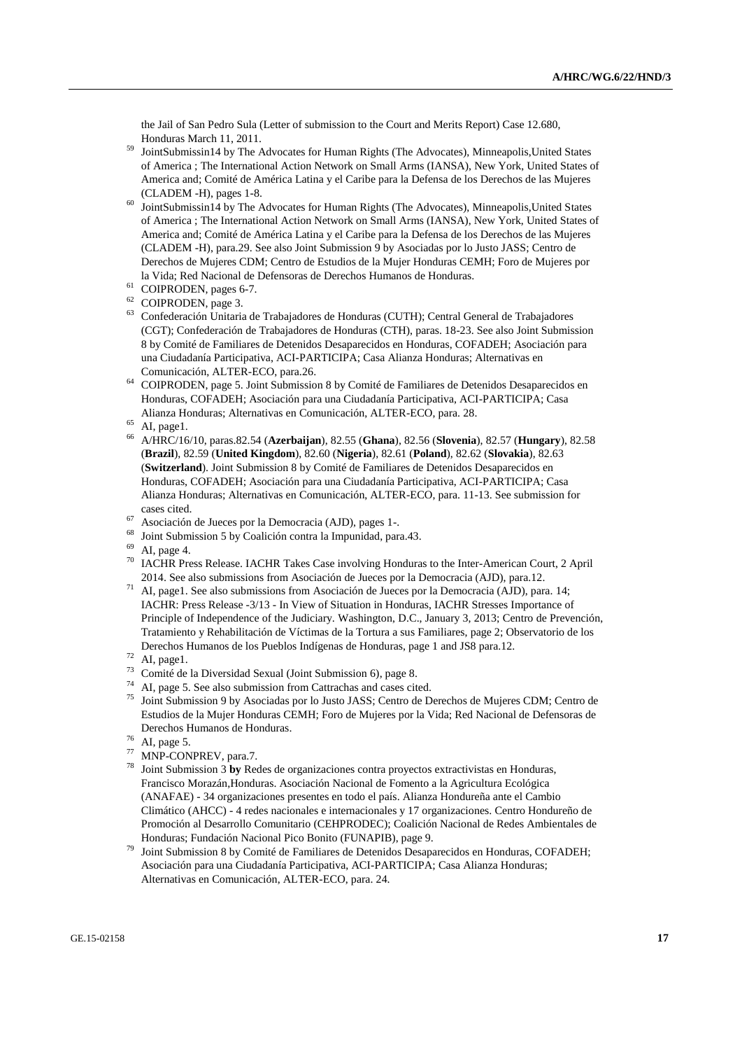the Jail of San Pedro Sula (Letter of submission to the Court and Merits Report) Case 12.680, Honduras March 11, 2011.

[59] JointSubmissin14 by The Advocates for Human Rights (The Advocates), Minneapolis,United States of America ; The International Action Network on Small Arms (IANSA), New York, United States of America and; Comité de América Latina y el Caribe para la Defensa de los Derechos de las Mujeres (CLADEM -H), pages 1-8.

[60] JointSubmissin14 by The Advocates for Human Rights (The Advocates), Minneapolis,United States of America ; The International Action Network on Small Arms (IANSA), New York, United States of America and; Comité de América Latina y el Caribe para la Defensa de los Derechos de las Mujeres (CLADEM -H), para.29. See also Joint Submission 9 by Asociadas por lo Justo JASS; Centro de Derechos de Mujeres CDM; Centro de Estudios de la Mujer Honduras CEMH; Foro de Mujeres por la Vida; Red Nacional de Defensoras de Derechos Humanos de Honduras.

[61] COIPRODEN, pages 6-7.

[62] COIPRODEN, page 3.

[63] Confederación Unitaria de Trabajadores de Honduras (CUTH); Central General de Trabajadores (CGT); Confederación de Trabajadores de Honduras (CTH), paras. 18-23. See also Joint Submission 8 by Comité de Familiares de Detenidos Desaparecidos en Honduras, COFADEH; Asociación para una Ciudadanía Participativa, ACI-PARTICIPA; Casa Alianza Honduras; Alternativas en Comunicación, ALTER-ECO, para.26.

[64] COIPRODEN, page 5. Joint Submission 8 by Comité de Familiares de Detenidos Desaparecidos en Honduras, COFADEH; Asociación para una Ciudadanía Participativa, ACI-PARTICIPA; Casa Alianza Honduras; Alternativas en Comunicación, ALTER-ECO, para. 28.

[65] AI, page1.

[66] A/HRC/16/10, paras.82.54 (**Azerbaijan**), 82.55 (**Ghana**), 82.56 (**Slovenia**), 82.57 (**Hungary**), 82.58 (**Brazil**), 82.59 (**United Kingdom**), 82.60 (**Nigeria**), 82.61 (**Poland**), 82.62 (**Slovakia**), 82.63 (**Switzerland**). Joint Submission 8 by Comité de Familiares de Detenidos Desaparecidos en Honduras, COFADEH; Asociación para una Ciudadanía Participativa, ACI-PARTICIPA; Casa Alianza Honduras; Alternativas en Comunicación, ALTER-ECO, para. 11-13. See submission for cases cited.

[67] Asociación de Jueces por la Democracia (AJD), pages 1-.

[68] Joint Submission 5 by Coalición contra la Impunidad, para.43.

[69] AI, page 4.

[70] IACHR Press Release. IACHR Takes Case involving Honduras to the Inter-American Court, 2 April 2014. See also submissions from Asociación de Jueces por la Democracia (AJD), para.12.

[71] AI, page1. See also submissions from Asociación de Jueces por la Democracia (AJD), para. 14; IACHR: Press Release -3/13 - In View of Situation in Honduras, IACHR Stresses Importance of Principle of Independence of the Judiciary. Washington, D.C., January 3, 2013; Centro de Prevención, Tratamiento y Rehabilitación de Víctimas de la Tortura a sus Familiares, page 2; Observatorio de los Derechos Humanos de los Pueblos Indígenas de Honduras, page 1 and JS8 para.12.

[72] AI, page1.

[73] Comité de la Diversidad Sexual (Joint Submission 6), page 8.

[74] AI, page 5. See also submission from Cattrachas and cases cited.

[75] Joint Submission 9 by Asociadas por lo Justo JASS; Centro de Derechos de Mujeres CDM; Centro de Estudios de la Mujer Honduras CEMH; Foro de Mujeres por la Vida; Red Nacional de Defensoras de Derechos Humanos de Honduras.

[76] AI, page 5.

[77] MNP-CONPREV, para.7.

[78] Joint Submission 3 **by** Redes de organizaciones contra proyectos extractivistas en Honduras, Francisco Morazán,Honduras. Asociación Nacional de Fomento a la Agricultura Ecológica (ANAFAE) - 34 organizaciones presentes en todo el país. Alianza Hondureña ante el Cambio Climático (AHCC) - 4 redes nacionales e internacionales y 17 organizaciones. Centro Hondureño de Promoción al Desarrollo Comunitario (CEHPRODEC); Coalición Nacional de Redes Ambientales de Honduras; Fundación Nacional Pico Bonito (FUNAPIB), page 9.

[79] Joint Submission 8 by Comité de Familiares de Detenidos Desaparecidos en Honduras, COFADEH; Asociación para una Ciudadanía Participativa, ACI-PARTICIPA; Casa Alianza Honduras; Alternativas en Comunicación, ALTER-ECO, para. 24.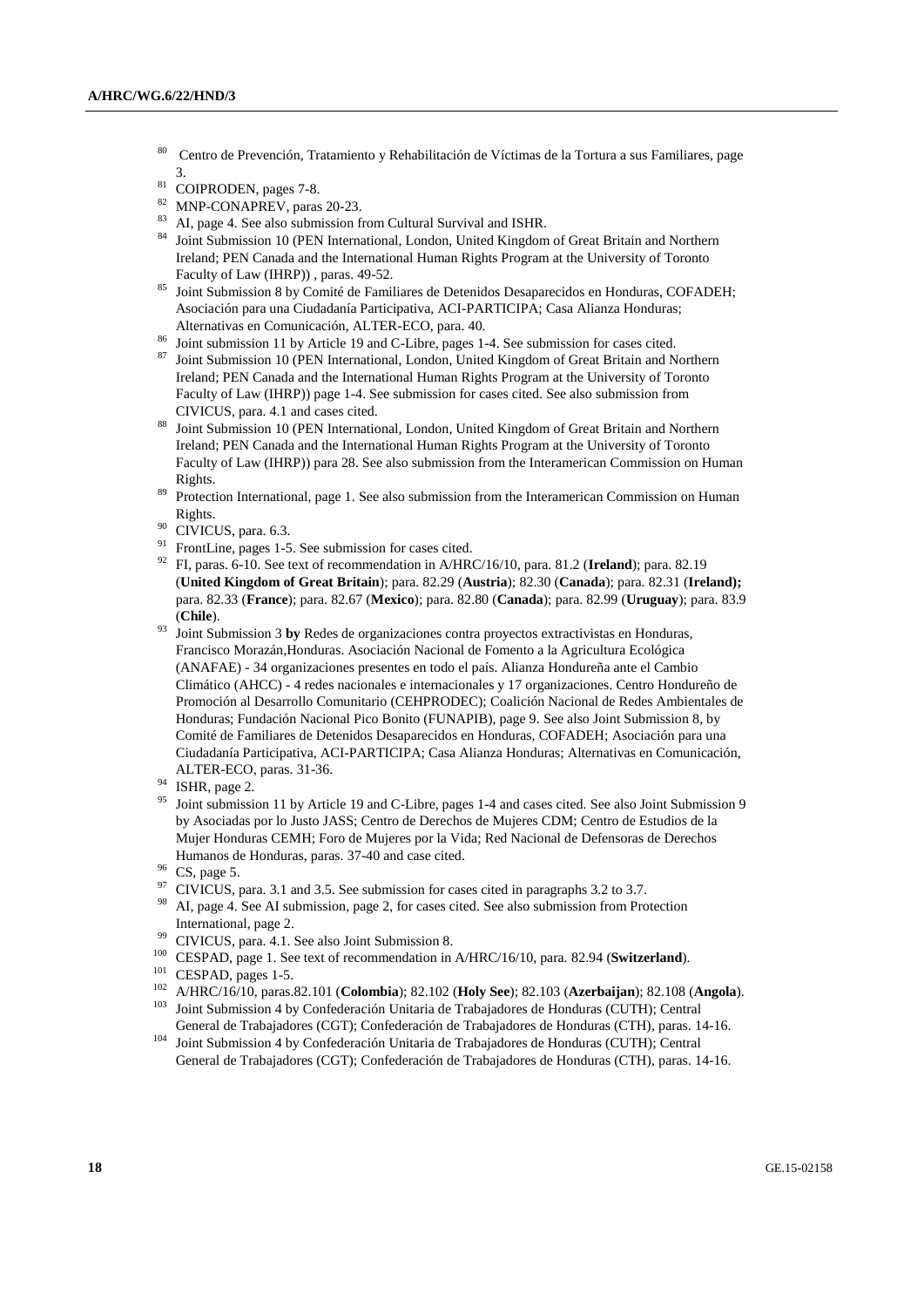[80] Centro de Prevención, Tratamiento y Rehabilitación de Víctimas de la Tortura a sus Familiares, page 3.

[81] COIPRODEN, pages 7-8.

[82] MNP-CONAPREV, paras 20-23.

[83] AI, page 4. See also submission from Cultural Survival and ISHR.

[84] Joint Submission 10 (PEN International, London, United Kingdom of Great Britain and Northern Ireland; PEN Canada and the International Human Rights Program at the University of Toronto Faculty of Law (IHRP)) , paras. 49-52.

[85] Joint Submission 8 by Comité de Familiares de Detenidos Desaparecidos en Honduras, COFADEH; Asociación para una Ciudadanía Participativa, ACI-PARTICIPA; Casa Alianza Honduras; Alternativas en Comunicación, ALTER-ECO, para. 40.

[86] Joint submission 11 by Article 19 and C-Libre, pages 1-4. See submission for cases cited.

[87] Joint Submission 10 (PEN International, London, United Kingdom of Great Britain and Northern Ireland; PEN Canada and the International Human Rights Program at the University of Toronto Faculty of Law (IHRP)) page 1-4. See submission for cases cited. See also submission from CIVICUS, para. 4.1 and cases cited.

[88] Joint Submission 10 (PEN International, London, United Kingdom of Great Britain and Northern Ireland; PEN Canada and the International Human Rights Program at the University of Toronto Faculty of Law (IHRP)) para 28. See also submission from the Interamerican Commission on Human Rights.

[89] Protection International, page 1. See also submission from the Interamerican Commission on Human Rights.

[90] CIVICUS, para. 6.3.

[91] FrontLine, pages 1-5. See submission for cases cited.

[92] FI, paras. 6-10. See text of recommendation in A/HRC/16/10, para. 81.2 (**Ireland**); para. 82.19 (**United Kingdom of Great Britain**); para. 82.29 (**Austria**); 82.30 (**Canada**); para. 82.31 (**Ireland);** para. 82.33 (**France**); para. 82.67 (**Mexico**); para. 82.80 (**Canada**); para. 82.99 (**Uruguay**); para. 83.9 (**Chile**).

[93] Joint Submission 3 **by** Redes de organizaciones contra proyectos extractivistas en Honduras, Francisco Morazán,Honduras. Asociación Nacional de Fomento a la Agricultura Ecológica (ANAFAE) - 34 organizaciones presentes en todo el país. Alianza Hondureña ante el Cambio Climático (AHCC) - 4 redes nacionales e internacionales y 17 organizaciones. Centro Hondureño de Promoción al Desarrollo Comunitario (CEHPRODEC); Coalición Nacional de Redes Ambientales de Honduras; Fundación Nacional Pico Bonito (FUNAPIB), page 9. See also Joint Submission 8, by Comité de Familiares de Detenidos Desaparecidos en Honduras, COFADEH; Asociación para una Ciudadanía Participativa, ACI-PARTICIPA; Casa Alianza Honduras; Alternativas en Comunicación, ALTER-ECO, paras. 31-36.

[94] ISHR, page 2.

[95] Joint submission 11 by Article 19 and C-Libre, pages 1-4 and cases cited. See also Joint Submission 9 by Asociadas por lo Justo JASS; Centro de Derechos de Mujeres CDM; Centro de Estudios de la Mujer Honduras CEMH; Foro de Mujeres por la Vida; Red Nacional de Defensoras de Derechos Humanos de Honduras, paras. 37-40 and case cited.

[96] CS, page 5.

[97] CIVICUS, para. 3.1 and 3.5. See submission for cases cited in paragraphs 3.2 to 3.7.

[98] AI, page 4. See AI submission, page 2, for cases cited. See also submission from Protection International, page 2.

[99] CIVICUS, para. 4.1. See also Joint Submission 8.

[100] CESPAD, page 1. See text of recommendation in A/HRC/16/10, para. 82.94 (**Switzerland**).

[101] CESPAD, pages 1-5.

[102] A/HRC/16/10, paras.82.101 (**Colombia**); 82.102 (**Holy See**); 82.103 (**Azerbaijan**); 82.108 (**Angola**).

[103] Joint Submission 4 by Confederación Unitaria de Trabajadores de Honduras (CUTH); Central General de Trabajadores (CGT); Confederación de Trabajadores de Honduras (CTH), paras. 14-16.

[104] Joint Submission 4 by Confederación Unitaria de Trabajadores de Honduras (CUTH); Central General de Trabajadores (CGT); Confederación de Trabajadores de Honduras (CTH), paras. 14-16.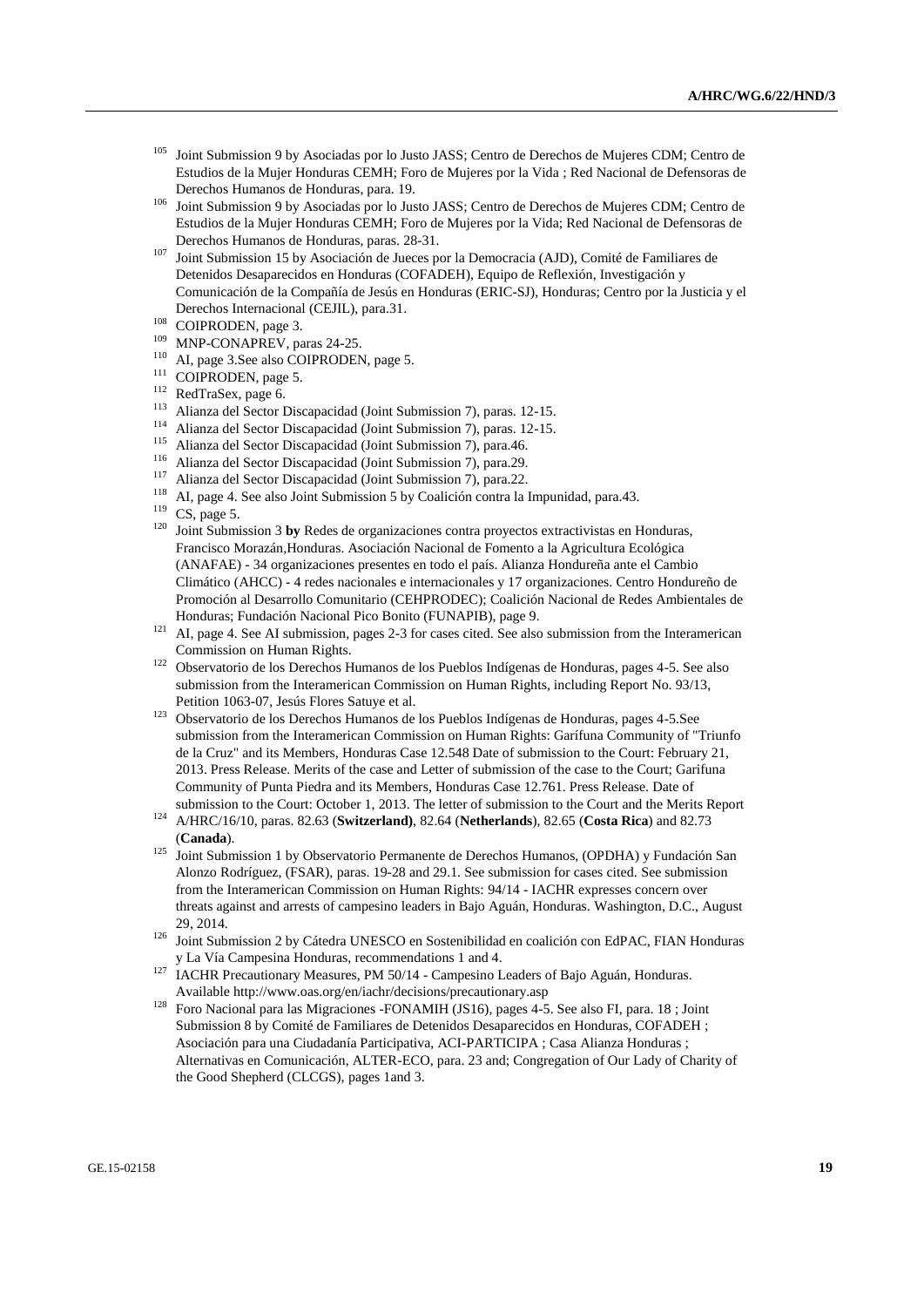[105] Joint Submission 9 by Asociadas por lo Justo JASS; Centro de Derechos de Mujeres CDM; Centro de Estudios de la Mujer Honduras CEMH; Foro de Mujeres por la Vida ; Red Nacional de Defensoras de Derechos Humanos de Honduras, para. 19.

[106] Joint Submission 9 by Asociadas por lo Justo JASS; Centro de Derechos de Mujeres CDM; Centro de Estudios de la Mujer Honduras CEMH; Foro de Mujeres por la Vida; Red Nacional de Defensoras de Derechos Humanos de Honduras, paras. 28-31.

[107] Joint Submission 15 by Asociación de Jueces por la Democracia (AJD), Comité de Familiares de Detenidos Desaparecidos en Honduras (COFADEH), Equipo de Reflexión, Investigación y Comunicación de la Compañía de Jesús en Honduras (ERIC-SJ), Honduras; Centro por la Justicia y el Derechos Internacional (CEJIL), para.31.

[108] COIPRODEN, page 3.

[109] MNP-CONAPREV, paras 24-25.

[110] AI, page 3.See also COIPRODEN, page 5.

[111] COIPRODEN, page 5.

[112] RedTraSex, page 6.

[113] Alianza del Sector Discapacidad (Joint Submission 7), paras. 12-15.

[114] Alianza del Sector Discapacidad (Joint Submission 7), paras. 12-15.

[115] Alianza del Sector Discapacidad (Joint Submission 7), para.46.

[116] Alianza del Sector Discapacidad (Joint Submission 7), para.29.

[117] Alianza del Sector Discapacidad (Joint Submission 7), para.22.

[118] AI, page 4. See also Joint Submission 5 by Coalición contra la Impunidad, para.43.

[119] CS, page 5.

[120] Joint Submission 3 **by** Redes de organizaciones contra proyectos extractivistas en Honduras, Francisco Morazán,Honduras. Asociación Nacional de Fomento a la Agricultura Ecológica (ANAFAE) - 34 organizaciones presentes en todo el país. Alianza Hondureña ante el Cambio Climático (AHCC) - 4 redes nacionales e internacionales y 17 organizaciones. Centro Hondureño de Promoción al Desarrollo Comunitario (CEHPRODEC); Coalición Nacional de Redes Ambientales de Honduras; Fundación Nacional Pico Bonito (FUNAPIB), page 9.

[121] AI, page 4. See AI submission, pages 2-3 for cases cited. See also submission from the Interamerican Commission on Human Rights.

[122] Observatorio de los Derechos Humanos de los Pueblos Indígenas de Honduras, pages 4-5. See also submission from the Interamerican Commission on Human Rights, including Report No. 93/13, Petition 1063-07, Jesús Flores Satuye et al.

[123] Observatorio de los Derechos Humanos de los Pueblos Indígenas de Honduras, pages 4-5.See submission from the Interamerican Commission on Human Rights: Garífuna Community of "Triunfo de la Cruz" and its Members, Honduras Case 12.548 Date of submission to the Court: February 21, 2013. Press Release. Merits of the case and Letter of submission of the case to the Court; Garifuna Community of Punta Piedra and its Members, Honduras Case 12.761. Press Release. Date of submission to the Court: October 1, 2013. The letter of submission to the Court and the Merits Report

[124] A/HRC/16/10, paras. 82.63 (**Switzerland**), 82.64 (**Netherlands**), 82.65 (**Costa Rica**) and 82.73 (**Canada**).

[125] Joint Submission 1 by Observatorio Permanente de Derechos Humanos, (OPDHA) y Fundación San Alonzo Rodríguez, (FSAR), paras. 19-28 and 29.1. See submission for cases cited. See submission from the Interamerican Commission on Human Rights: 94/14 - IACHR expresses concern over threats against and arrests of campesino leaders in Bajo Aguán, Honduras. Washington, D.C., August 29, 2014.

[126] Joint Submission 2 by Cátedra UNESCO en Sostenibilidad en coalición con EdPAC, FIAN Honduras y La Vía Campesina Honduras, recommendations 1 and 4.

[127] IACHR Precautionary Measures, PM 50/14 - Campesino Leaders of Bajo Aguán, Honduras. Available http://www.oas.org/en/iachr/decisions/precautionary.asp

[128] Foro Nacional para las Migraciones -FONAMIH (JS16), pages 4-5. See also FI, para. 18 ; Joint Submission 8 by Comité de Familiares de Detenidos Desaparecidos en Honduras, COFADEH ; Asociación para una Ciudadanía Participativa, ACI-PARTICIPA ; Casa Alianza Honduras ; Alternativas en Comunicación, ALTER-ECO, para. 23 and; Congregation of Our Lady of Charity of the Good Shepherd (CLCGS), pages 1and 3.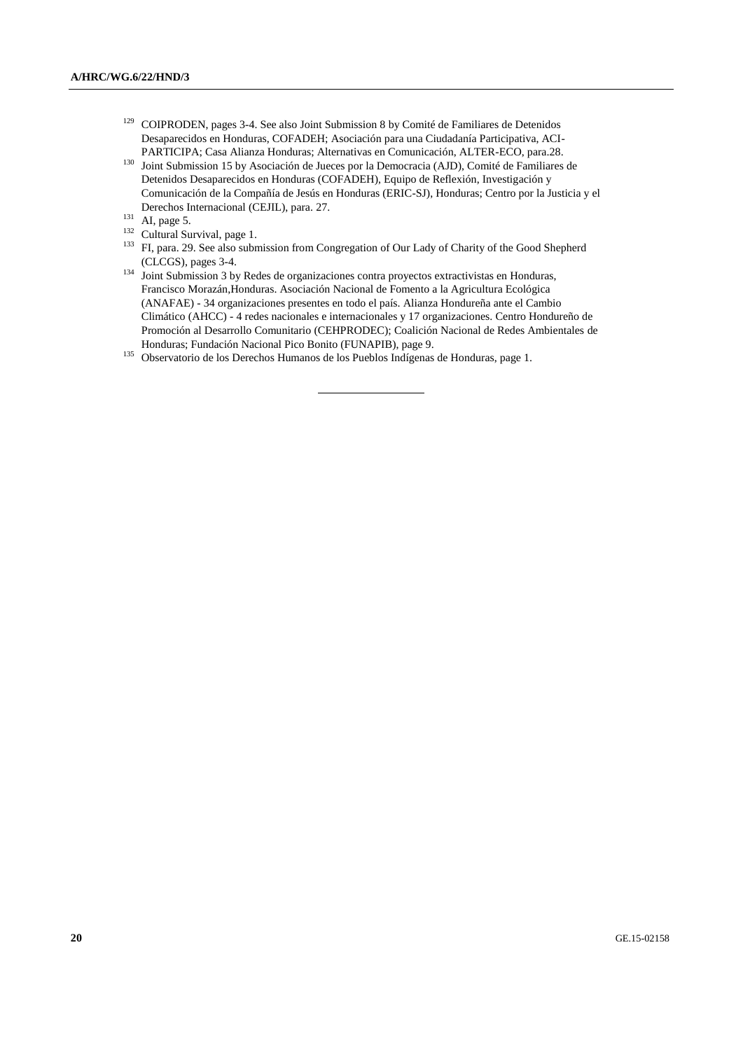[129] COIPRODEN, pages 3-4. See also Joint Submission 8 by Comité de Familiares de Detenidos Desaparecidos en Honduras, COFADEH; Asociación para una Ciudadanía Participativa, ACI-PARTICIPA; Casa Alianza Honduras; Alternativas en Comunicación, ALTER-ECO, para.28.

[130] Joint Submission 15 by Asociación de Jueces por la Democracia (AJD), Comité de Familiares de Detenidos Desaparecidos en Honduras (COFADEH), Equipo de Reflexión, Investigación y Comunicación de la Compañía de Jesús en Honduras (ERIC-SJ), Honduras; Centro por la Justicia y el Derechos Internacional (CEJIL), para. 27.

[131] AI, page 5.

[132] Cultural Survival, page 1.

[133] FI, para. 29. See also submission from Congregation of Our Lady of Charity of the Good Shepherd (CLCGS), pages 3-4.

[134] Joint Submission 3 by Redes de organizaciones contra proyectos extractivistas en Honduras, Francisco Morazán,Honduras. Asociación Nacional de Fomento a la Agricultura Ecológica (ANAFAE) - 34 organizaciones presentes en todo el país. Alianza Hondureña ante el Cambio Climático (AHCC) - 4 redes nacionales e internacionales y 17 organizaciones. Centro Hondureño de Promoción al Desarrollo Comunitario (CEHPRODEC); Coalición Nacional de Redes Ambientales de Honduras; Fundación Nacional Pico Bonito (FUNAPIB), page 9.

[135] Observatorio de los Derechos Humanos de los Pueblos Indígenas de Honduras, page 1.